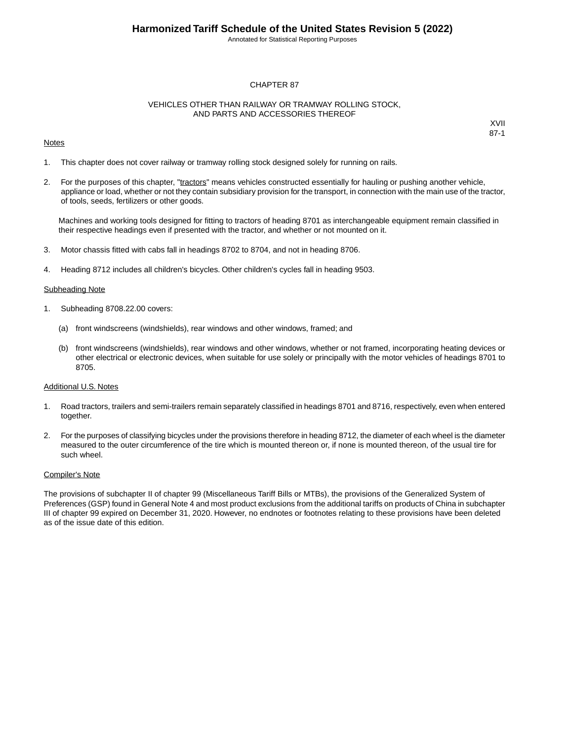# CHAPTER 87

## VEHICLES OTHER THAN RAILWAY OR TRAMWAY ROLLING STOCK, AND PARTS AND ACCESSORIES THEREOF

XVII
87-1

### Notes

1. This chapter does not cover railway or tramway rolling stock designed solely for running on rails.

2. For the purposes of this chapter, "tractors" means vehicles constructed essentially for hauling or pushing another vehicle, appliance or load, whether or not they contain subsidiary provision for the transport, in connection with the main use of the tractor, of tools, seeds, fertilizers or other goods.

   Machines and working tools designed for fitting to tractors of heading 8701 as interchangeable equipment remain classified in their respective headings even if presented with the tractor, and whether or not mounted on it.

3. Motor chassis fitted with cabs fall in headings 8702 to 8704, and not in heading 8706.

4. Heading 8712 includes all children's bicycles. Other children's cycles fall in heading 9503.

### Subheading Note

1. Subheading 8708.22.00 covers:

   (a) front windscreens (windshields), rear windows and other windows, framed; and

   (b) front windscreens (windshields), rear windows and other windows, whether or not framed, incorporating heating devices or other electrical or electronic devices, when suitable for use solely or principally with the motor vehicles of headings 8701 to 8705.

### Additional U.S. Notes

1. Road tractors, trailers and semi-trailers remain separately classified in headings 8701 and 8716, respectively, even when entered together.

2. For the purposes of classifying bicycles under the provisions therefore in heading 8712, the diameter of each wheel is the diameter measured to the outer circumference of the tire which is mounted thereon or, if none is mounted thereon, of the usual tire for such wheel.

### Compiler's Note

The provisions of subchapter II of chapter 99 (Miscellaneous Tariff Bills or MTBs), the provisions of the Generalized System of Preferences (GSP) found in General Note 4 and most product exclusions from the additional tariffs on products of China in subchapter III of chapter 99 expired on December 31, 2020. However, no endnotes or footnotes relating to these provisions have been deleted as of the issue date of this edition.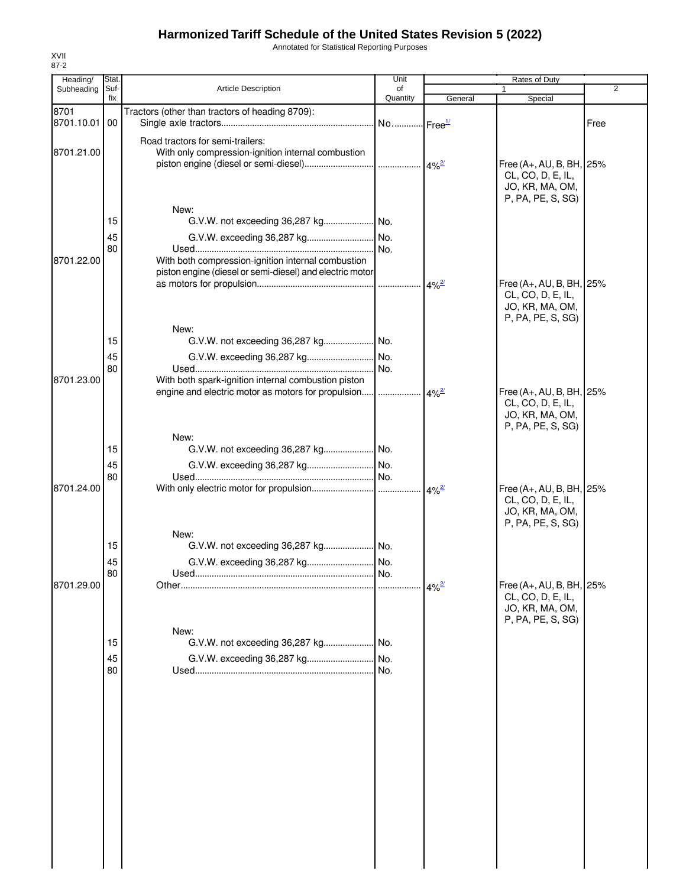# Harmonized Tariff Schedule of the United States Revision 5 (2022)

Annotated for Statistical Reporting Purposes

XVII
87-2

| Heading/ Subheading | Stat. Suf- fix | Article Description | Unit of Quantity | Rates of Duty 1 General | Rates of Duty 1 Special | Rates of Duty 2 |
|---|---|---|---|---|---|---|
| 8701 | | Tractors (other than tractors of heading 8709): | | | | |
| 8701.10.01 | 00 | Single axle tractors | No. | Free[1/] | | Free |
| | | Road tractors for semi-trailers: | | | | |
| 8701.21.00 | | With only compression-ignition internal combustion piston engine (diesel or semi-diesel) | | 4%[2/] | Free (A+, AU, B, BH, CL, CO, D, E, IL, JO, KR, MA, OM, P, PA, PE, S, SG) | 25% |
| | | New: | | | | |
| | 15 | G.V.W. not exceeding 36,287 kg | No. | | | |
| | 45 | G.V.W. exceeding 36,287 kg | No. | | | |
| | 80 | Used | No. | | | |
| 8701.22.00 | | With both compression-ignition internal combustion piston engine (diesel or semi-diesel) and electric motor as motors for propulsion | | 4%[2/] | Free (A+, AU, B, BH, CL, CO, D, E, IL, JO, KR, MA, OM, P, PA, PE, S, SG) | 25% |
| | | New: | | | | |
| | 15 | G.V.W. not exceeding 36,287 kg | No. | | | |
| | 45 | G.V.W. exceeding 36,287 kg | No. | | | |
| | 80 | Used | No. | | | |
| 8701.23.00 | | With both spark-ignition internal combustion piston engine and electric motor as motors for propulsion | | 4%[2/] | Free (A+, AU, B, BH, CL, CO, D, E, IL, JO, KR, MA, OM, P, PA, PE, S, SG) | 25% |
| | | New: | | | | |
| | 15 | G.V.W. not exceeding 36,287 kg | No. | | | |
| | 45 | G.V.W. exceeding 36,287 kg | No. | | | |
| | 80 | Used | No. | | | |
| 8701.24.00 | | With only electric motor for propulsion | | 4%[2/] | Free (A+, AU, B, BH, CL, CO, D, E, IL, JO, KR, MA, OM, P, PA, PE, S, SG) | 25% |
| | | New: | | | | |
| | 15 | G.V.W. not exceeding 36,287 kg | No. | | | |
| | 45 | G.V.W. exceeding 36,287 kg | No. | | | |
| | 80 | Used | No. | | | |
| 8701.29.00 | | Other | | 4%[2/] | Free (A+, AU, B, BH, CL, CO, D, E, IL, JO, KR, MA, OM, P, PA, PE, S, SG) | 25% |
| | | New: | | | | |
| | 15 | G.V.W. not exceeding 36,287 kg | No. | | | |
| | 45 | G.V.W. exceeding 36,287 kg | No. | | | |
| | 80 | Used | No. | | | |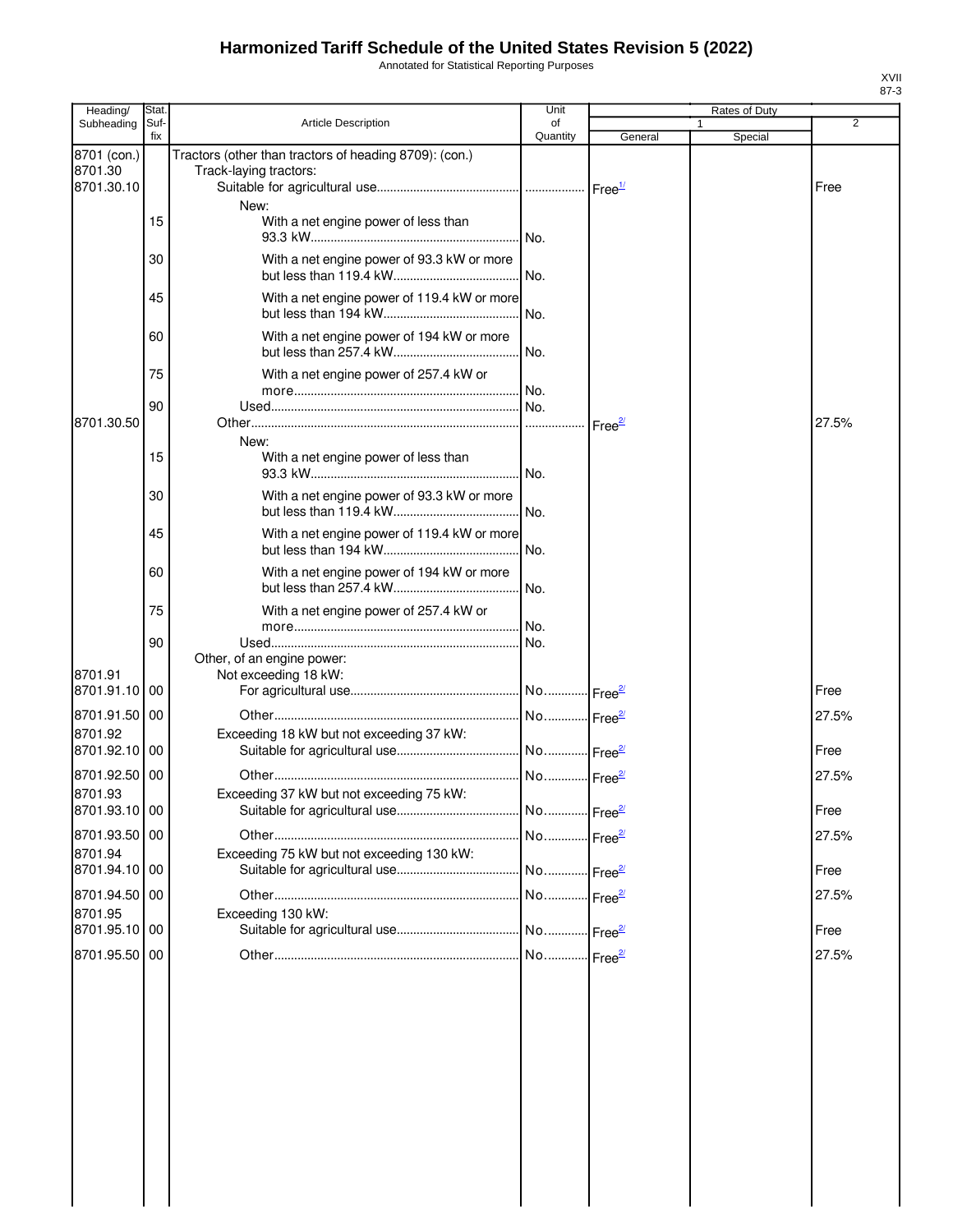# Harmonized Tariff Schedule of the United States Revision 5 (2022)

Annotated for Statistical Reporting Purposes

XVII
87-3

| Heading/ Subheading | Stat. Suf- fix | Article Description | Unit of Quantity | Rates of Duty 1 General | Special | 2 |
|---|---|---|---|---|---|---|
| 8701 (con.) | | Tractors (other than tractors of heading 8709): (con.) | | | | |
| 8701.30 | | Track-laying tractors: | | | | |
| 8701.30.10 | | Suitable for agricultural use | | Free[1/] | | Free |
| | | New: | | | | |
| | 15 | With a net engine power of less than 93.3 kW | No. | | | |
| | 30 | With a net engine power of 93.3 kW or more but less than 119.4 kW | No. | | | |
| | 45 | With a net engine power of 119.4 kW or more but less than 194 kW | No. | | | |
| | 60 | With a net engine power of 194 kW or more but less than 257.4 kW | No. | | | |
| | 75 | With a net engine power of 257.4 kW or more | No. | | | |
| | 90 | Used | No. | | | |
| 8701.30.50 | | Other | | Free[2/] | | 27.5% |
| | | New: | | | | |
| | 15 | With a net engine power of less than 93.3 kW | No. | | | |
| | 30 | With a net engine power of 93.3 kW or more but less than 119.4 kW | No. | | | |
| | 45 | With a net engine power of 119.4 kW or more but less than 194 kW | No. | | | |
| | 60 | With a net engine power of 194 kW or more but less than 257.4 kW | No. | | | |
| | 75 | With a net engine power of 257.4 kW or more | No. | | | |
| | 90 | Used | No. | | | |
| | | Other, of an engine power: | | | | |
| 8701.91 | | Not exceeding 18 kW: | | | | |
| 8701.91.10 | 00 | For agricultural use | No. | Free[2/] | | Free |
| 8701.91.50 | 00 | Other | No. | Free[2/] | | 27.5% |
| 8701.92 | | Exceeding 18 kW but not exceeding 37 kW: | | | | |
| 8701.92.10 | 00 | Suitable for agricultural use | No. | Free[2/] | | Free |
| 8701.92.50 | 00 | Other | No. | Free[2/] | | 27.5% |
| 8701.93 | | Exceeding 37 kW but not exceeding 75 kW: | | | | |
| 8701.93.10 | 00 | Suitable for agricultural use | No. | Free[2/] | | Free |
| 8701.93.50 | 00 | Other | No. | Free[2/] | | 27.5% |
| 8701.94 | | Exceeding 75 kW but not exceeding 130 kW: | | | | |
| 8701.94.10 | 00 | Suitable for agricultural use | No. | Free[2/] | | Free |
| 8701.94.50 | 00 | Other | No. | Free[2/] | | 27.5% |
| 8701.95 | | Exceeding 130 kW: | | | | |
| 8701.95.10 | 00 | Suitable for agricultural use | No. | Free[2/] | | Free |
| 8701.95.50 | 00 | Other | No. | Free[2/] | | 27.5% |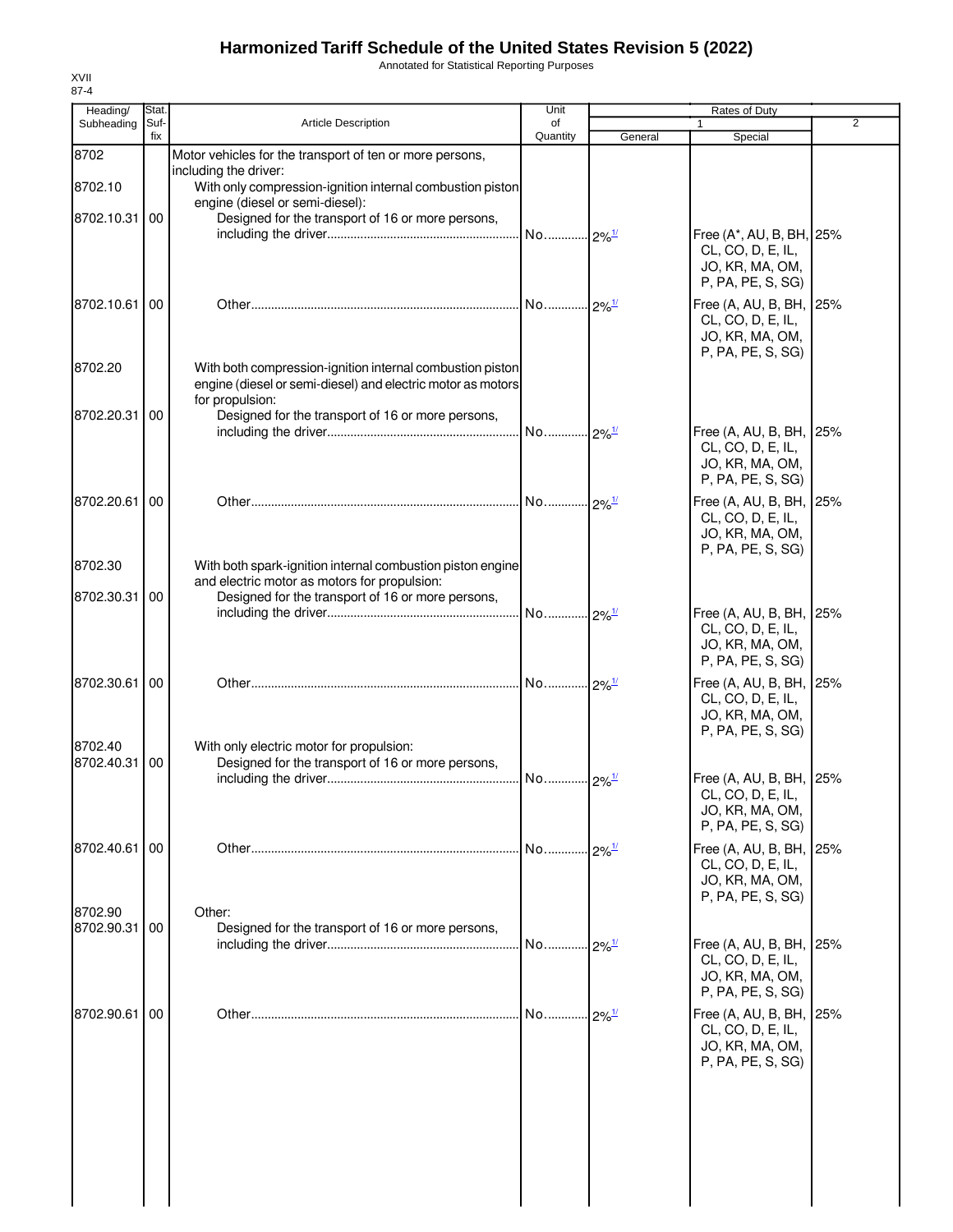# Harmonized Tariff Schedule of the United States Revision 5 (2022)

Annotated for Statistical Reporting Purposes

XVII
87-4

| Heading/ Subheading | Stat. Suf- fix | Article Description | Unit of Quantity | Rates of Duty 1 General | Special | 2 |
|---|---|---|---|---|---|---|
| 8702 | | Motor vehicles for the transport of ten or more persons, including the driver: | | | | |
| 8702.10 | | With only compression-ignition internal combustion piston engine (diesel or semi-diesel): | | | | |
| 8702.10.31 | 00 | Designed for the transport of 16 or more persons, including the driver | No. | 2%[1/] | Free (A*, AU, B, BH, CL, CO, D, E, IL, JO, KR, MA, OM, P, PA, PE, S, SG) | 25% |
| 8702.10.61 | 00 | Other | No. | 2%[1/] | Free (A, AU, B, BH, CL, CO, D, E, IL, JO, KR, MA, OM, P, PA, PE, S, SG) | 25% |
| 8702.20 | | With both compression-ignition internal combustion piston engine (diesel or semi-diesel) and electric motor as motors for propulsion: | | | | |
| 8702.20.31 | 00 | Designed for the transport of 16 or more persons, including the driver | No. | 2%[1/] | Free (A, AU, B, BH, CL, CO, D, E, IL, JO, KR, MA, OM, P, PA, PE, S, SG) | 25% |
| 8702.20.61 | 00 | Other | No. | 2%[1/] | Free (A, AU, B, BH, CL, CO, D, E, IL, JO, KR, MA, OM, P, PA, PE, S, SG) | 25% |
| 8702.30 | | With both spark-ignition internal combustion piston engine and electric motor as motors for propulsion: | | | | |
| 8702.30.31 | 00 | Designed for the transport of 16 or more persons, including the driver | No. | 2%[1/] | Free (A, AU, B, BH, CL, CO, D, E, IL, JO, KR, MA, OM, P, PA, PE, S, SG) | 25% |
| 8702.30.61 | 00 | Other | No. | 2%[1/] | Free (A, AU, B, BH, CL, CO, D, E, IL, JO, KR, MA, OM, P, PA, PE, S, SG) | 25% |
| 8702.40 | | With only electric motor for propulsion: | | | | |
| 8702.40.31 | 00 | Designed for the transport of 16 or more persons, including the driver | No. | 2%[1/] | Free (A, AU, B, BH, CL, CO, D, E, IL, JO, KR, MA, OM, P, PA, PE, S, SG) | 25% |
| 8702.40.61 | 00 | Other | No. | 2%[1/] | Free (A, AU, B, BH, CL, CO, D, E, IL, JO, KR, MA, OM, P, PA, PE, S, SG) | 25% |
| 8702.90 | | Other: | | | | |
| 8702.90.31 | 00 | Designed for the transport of 16 or more persons, including the driver | No. | 2%[1/] | Free (A, AU, B, BH, CL, CO, D, E, IL, JO, KR, MA, OM, P, PA, PE, S, SG) | 25% |
| 8702.90.61 | 00 | Other | No. | 2%[1/] | Free (A, AU, B, BH, CL, CO, D, E, IL, JO, KR, MA, OM, P, PA, PE, S, SG) | 25% |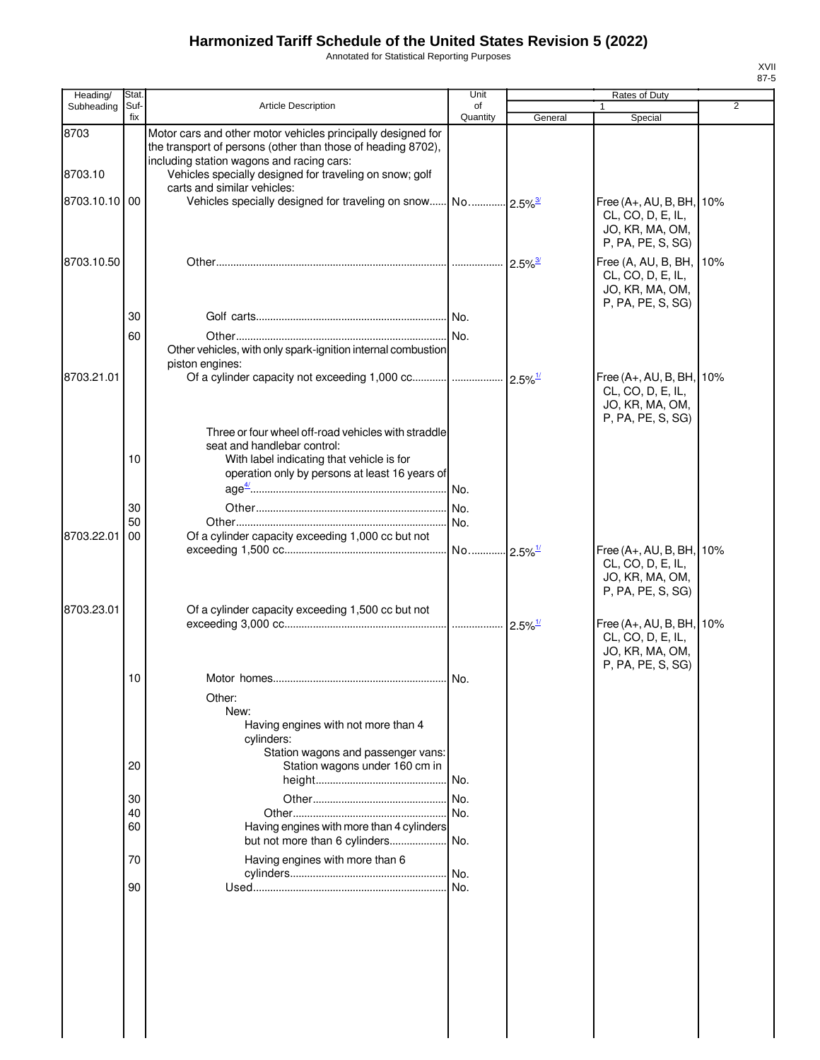# Harmonized Tariff Schedule of the United States Revision 5 (2022)

Annotated for Statistical Reporting Purposes

XVII
87-5

| Heading/ Subheading | Stat. Suf- fix | Article Description | Unit of Quantity | Rates of Duty 1 General | Rates of Duty 1 Special | Rates of Duty 2 |
|---|---|---|---|---|---|---|
| 8703 | | Motor cars and other motor vehicles principally designed for the transport of persons (other than those of heading 8702), including station wagons and racing cars: | | | | |
| 8703.10 | | Vehicles specially designed for traveling on snow; golf carts and similar vehicles: | | | | |
| 8703.10.10 | 00 | Vehicles specially designed for traveling on snow | No. | 2.5%[3/] | Free (A+, AU, B, BH, CL, CO, D, E, IL, JO, KR, MA, OM, P, PA, PE, S, SG) | 10% |
| 8703.10.50 | | Other | | 2.5%[3/] | Free (A, AU, B, BH, CL, CO, D, E, IL, JO, KR, MA, OM, P, PA, PE, S, SG) | 10% |
| | 30 | Golf carts | No. | | | |
| | 60 | Other | No. | | | |
| | | Other vehicles, with only spark-ignition internal combustion piston engines: | | | | |
| 8703.21.01 | | Of a cylinder capacity not exceeding 1,000 cc | | 2.5%[1/] | Free (A+, AU, B, BH, CL, CO, D, E, IL, JO, KR, MA, OM, P, PA, PE, S, SG) | 10% |
| | | Three or four wheel off-road vehicles with straddle seat and handlebar control: | | | | |
| | 10 | With label indicating that vehicle is for operation only by persons at least 16 years of age[4/] | No. | | | |
| | 30 | Other | No. | | | |
| | 50 | Other | No. | | | |
| 8703.22.01 | 00 | Of a cylinder capacity exceeding 1,000 cc but not exceeding 1,500 cc | No. | 2.5%[1/] | Free (A+, AU, B, BH, CL, CO, D, E, IL, JO, KR, MA, OM, P, PA, PE, S, SG) | 10% |
| 8703.23.01 | | Of a cylinder capacity exceeding 1,500 cc but not exceeding 3,000 cc | | 2.5%[1/] | Free (A+, AU, B, BH, CL, CO, D, E, IL, JO, KR, MA, OM, P, PA, PE, S, SG) | 10% |
| | 10 | Motor homes | No. | | | |
| | | Other: | | | | |
| | | New: | | | | |
| | | Having engines with not more than 4 cylinders: | | | | |
| | | Station wagons and passenger vans: | | | | |
| | 20 | Station wagons under 160 cm in height | No. | | | |
| | 30 | Other | No. | | | |
| | 40 | Other | No. | | | |
| | 60 | Having engines with more than 4 cylinders but not more than 6 cylinders | No. | | | |
| | 70 | Having engines with more than 6 cylinders | No. | | | |
| | 90 | Used | No. | | | |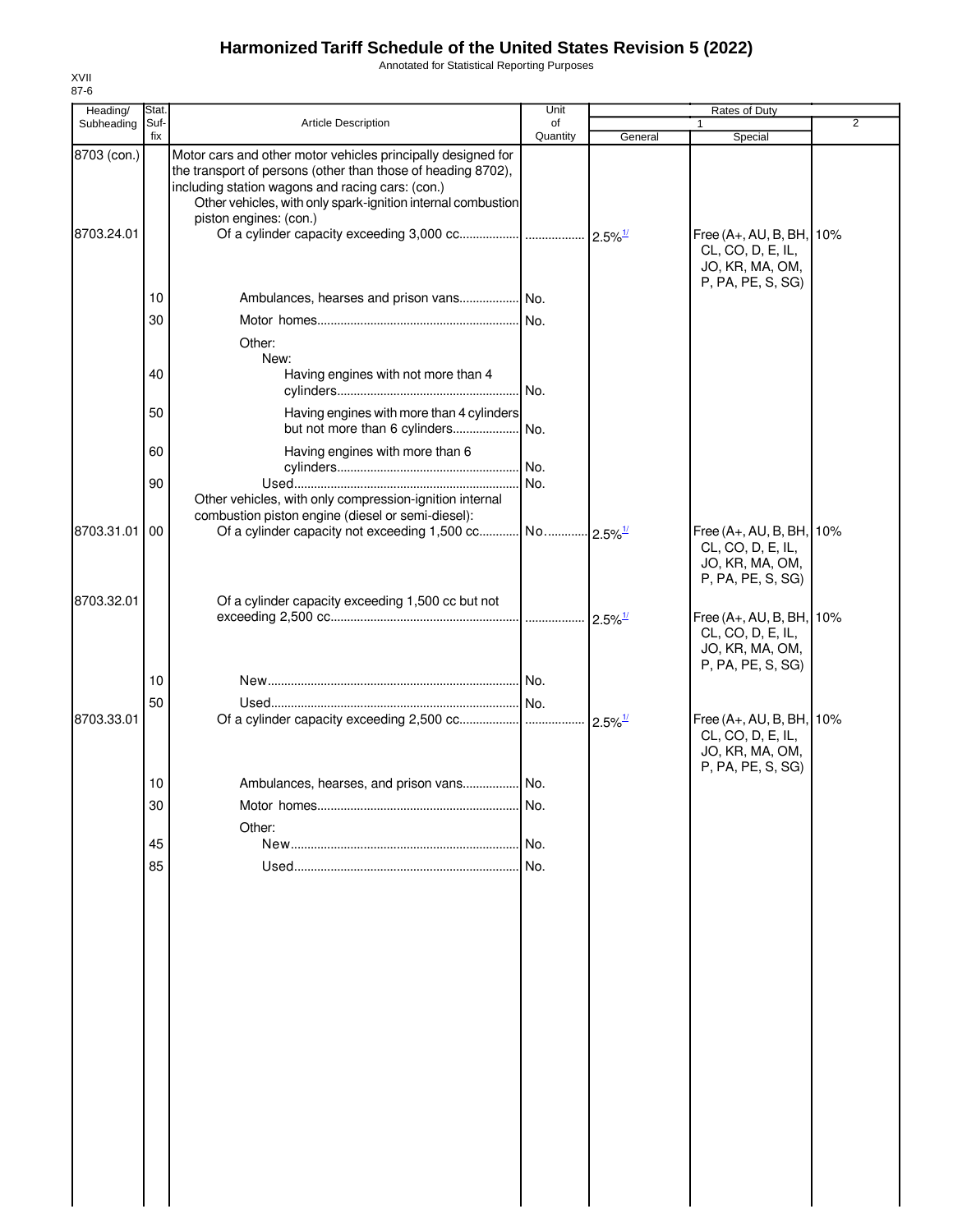# Harmonized Tariff Schedule of the United States Revision 5 (2022)

Annotated for Statistical Reporting Purposes

XVII
87-6

| Heading/ Subheading | Stat. Suf- fix | Article Description | Unit of Quantity | Rates of Duty 1 General | Special | 2 |
|---|---|---|---|---|---|---|
| 8703 (con.) | | Motor cars and other motor vehicles principally designed for the transport of persons (other than those of heading 8702), including station wagons and racing cars: (con.) | | | | |
| | | Other vehicles, with only spark-ignition internal combustion piston engines: (con.) | | | | |
| 8703.24.01 | | Of a cylinder capacity exceeding 3,000 cc | | 2.5% 1/ | Free (A+, AU, B, BH, CL, CO, D, E, IL, JO, KR, MA, OM, P, PA, PE, S, SG) | 10% |
| | 10 | Ambulances, hearses and prison vans | No. | | | |
| | 30 | Motor homes | No. | | | |
| | | Other: | | | | |
| | | New: | | | | |
| | 40 | Having engines with not more than 4 cylinders | No. | | | |
| | 50 | Having engines with more than 4 cylinders but not more than 6 cylinders | No. | | | |
| | 60 | Having engines with more than 6 cylinders | No. | | | |
| | 90 | Used | No. | | | |
| | | Other vehicles, with only compression-ignition internal combustion piston engine (diesel or semi-diesel): | | | | |
| 8703.31.01 | 00 | Of a cylinder capacity not exceeding 1,500 cc | No. | 2.5% 1/ | Free (A+, AU, B, BH, CL, CO, D, E, IL, JO, KR, MA, OM, P, PA, PE, S, SG) | 10% |
| 8703.32.01 | | Of a cylinder capacity exceeding 1,500 cc but not exceeding 2,500 cc | | 2.5% 1/ | Free (A+, AU, B, BH, CL, CO, D, E, IL, JO, KR, MA, OM, P, PA, PE, S, SG) | 10% |
| | 10 | New | No. | | | |
| | 50 | Used | No. | | | |
| 8703.33.01 | | Of a cylinder capacity exceeding 2,500 cc | | 2.5% 1/ | Free (A+, AU, B, BH, CL, CO, D, E, IL, JO, KR, MA, OM, P, PA, PE, S, SG) | 10% |
| | 10 | Ambulances, hearses, and prison vans | No. | | | |
| | 30 | Motor homes | No. | | | |
| | | Other: | | | | |
| | 45 | New | No. | | | |
| | 85 | Used | No. | | | |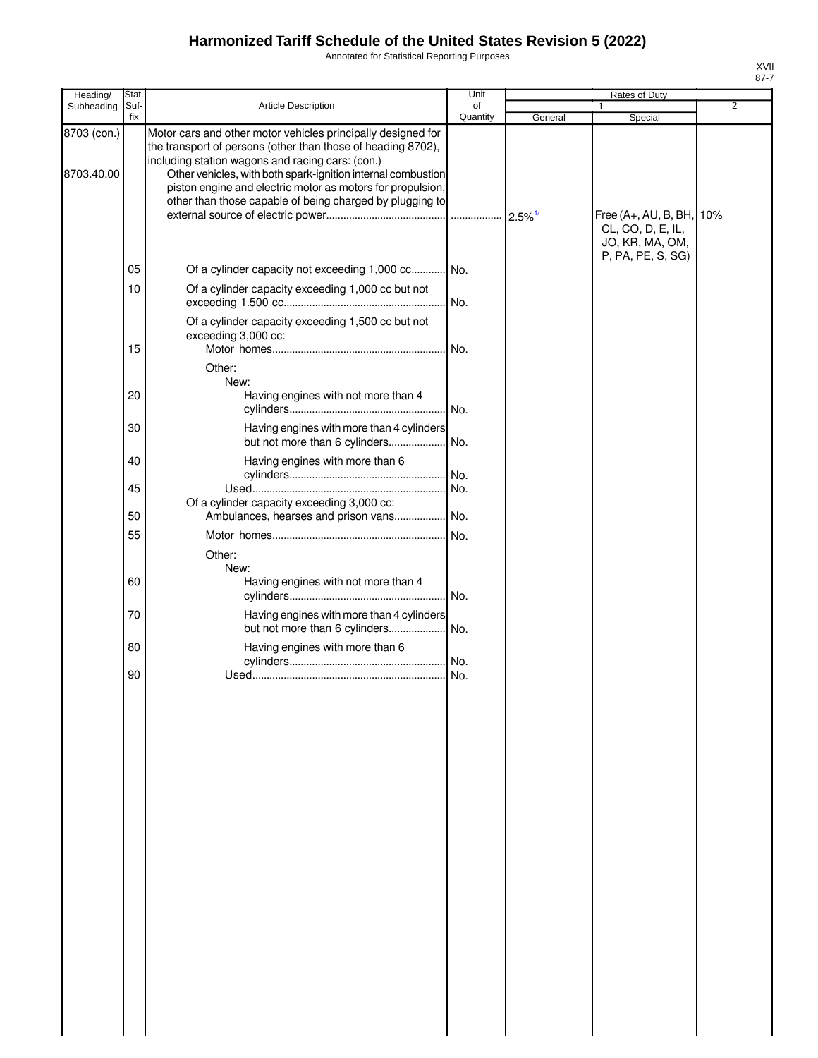# Harmonized Tariff Schedule of the United States Revision 5 (2022)

Annotated for Statistical Reporting Purposes

XVII
87-7

| Heading/ Subheading | Stat. Suf- fix | Article Description | Unit of Quantity | Rates of Duty 1 General | Rates of Duty 1 Special | Rates of Duty 2 |
|---|---|---|---|---|---|---|
| 8703 (con.) | | Motor cars and other motor vehicles principally designed for the transport of persons (other than those of heading 8702), including station wagons and racing cars: (con.) | | | | |
| 8703.40.00 | | Other vehicles, with both spark-ignition internal combustion piston engine and electric motor as motors for propulsion, other than those capable of being charged by plugging to external source of electric power | | 2.5%[1/] | Free (A+, AU, B, BH, CL, CO, D, E, IL, JO, KR, MA, OM, P, PA, PE, S, SG) | 10% |
| | 05 | Of a cylinder capacity not exceeding 1,000 cc | No. | | | |
| | 10 | Of a cylinder capacity exceeding 1,000 cc but not exceeding 1.500 cc | No. | | | |
| | | Of a cylinder capacity exceeding 1,500 cc but not exceeding 3,000 cc: | | | | |
| | 15 | Motor homes | No. | | | |
| | | Other: | | | | |
| | | New: | | | | |
| | 20 | Having engines with not more than 4 cylinders | No. | | | |
| | 30 | Having engines with more than 4 cylinders but not more than 6 cylinders | No. | | | |
| | 40 | Having engines with more than 6 cylinders | No. | | | |
| | 45 | Used | No. | | | |
| | | Of a cylinder capacity exceeding 3,000 cc: | | | | |
| | 50 | Ambulances, hearses and prison vans | No. | | | |
| | 55 | Motor homes | No. | | | |
| | | Other: | | | | |
| | | New: | | | | |
| | 60 | Having engines with not more than 4 cylinders | No. | | | |
| | 70 | Having engines with more than 4 cylinders but not more than 6 cylinders | No. | | | |
| | 80 | Having engines with more than 6 cylinders | No. | | | |
| | 90 | Used | No. | | | |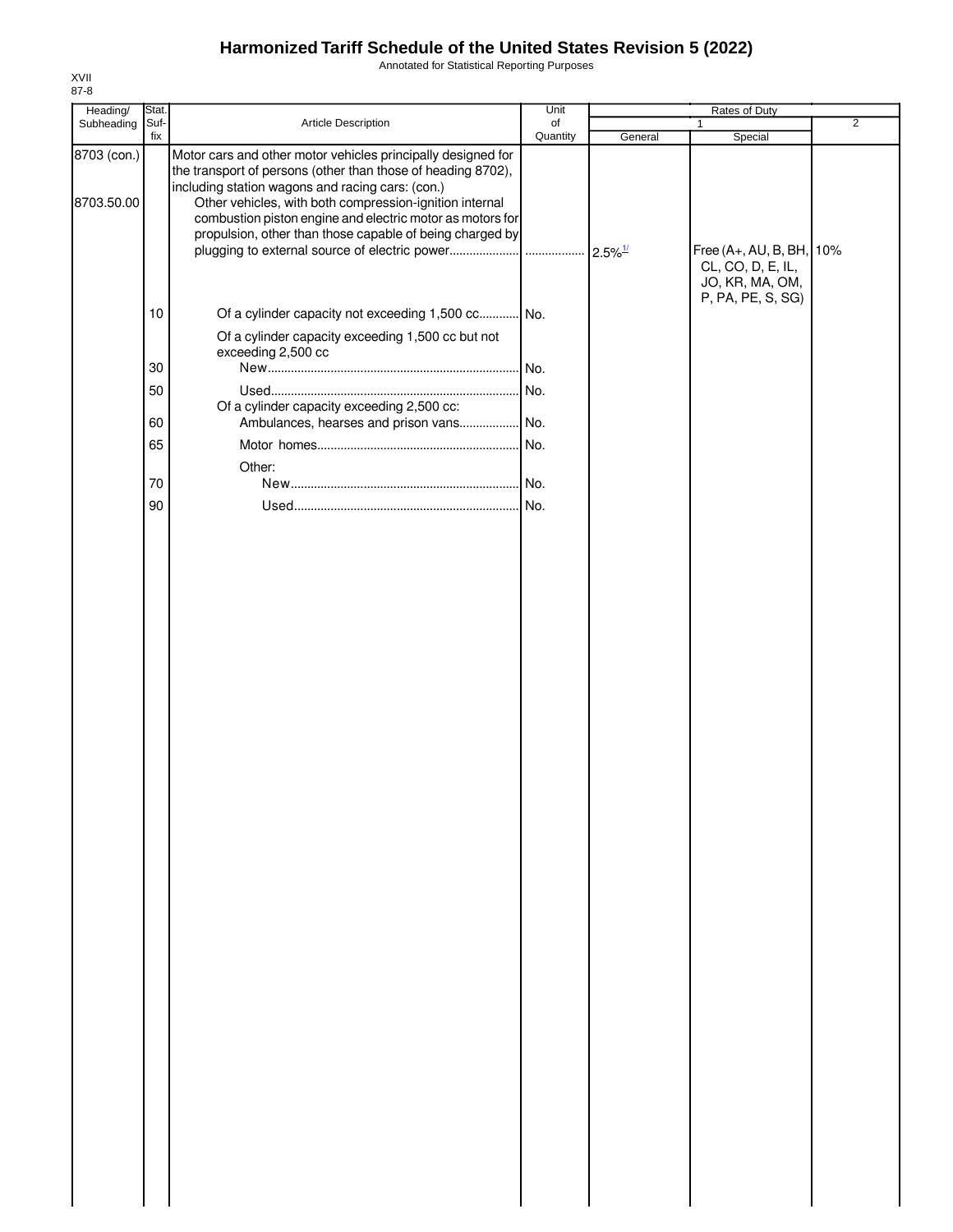# Harmonized Tariff Schedule of the United States Revision 5 (2022)

Annotated for Statistical Reporting Purposes

XVII
87-8

| Heading/ Subheading | Stat. Suf- fix | Article Description | Unit of Quantity | Rates of Duty 1 General | Special | 2 |
|---|---|---|---|---|---|---|
| 8703 (con.) | | Motor cars and other motor vehicles principally designed for the transport of persons (other than those of heading 8702), including station wagons and racing cars: (con.) | | | | |
| 8703.50.00 | | Other vehicles, with both compression-ignition internal combustion piston engine and electric motor as motors for propulsion, other than those capable of being charged by plugging to external source of electric power | | 2.5%[1/] | Free (A+, AU, B, BH, CL, CO, D, E, IL, JO, KR, MA, OM, P, PA, PE, S, SG) | 10% |
| | 10 | Of a cylinder capacity not exceeding 1,500 cc | No. | | | |
| | | Of a cylinder capacity exceeding 1,500 cc but not exceeding 2,500 cc | | | | |
| | 30 | New | No. | | | |
| | 50 | Used | No. | | | |
| | | Of a cylinder capacity exceeding 2,500 cc: | | | | |
| | 60 | Ambulances, hearses and prison vans | No. | | | |
| | 65 | Motor homes | No. | | | |
| | | Other: | | | | |
| | 70 | New | No. | | | |
| | 90 | Used | No. | | | |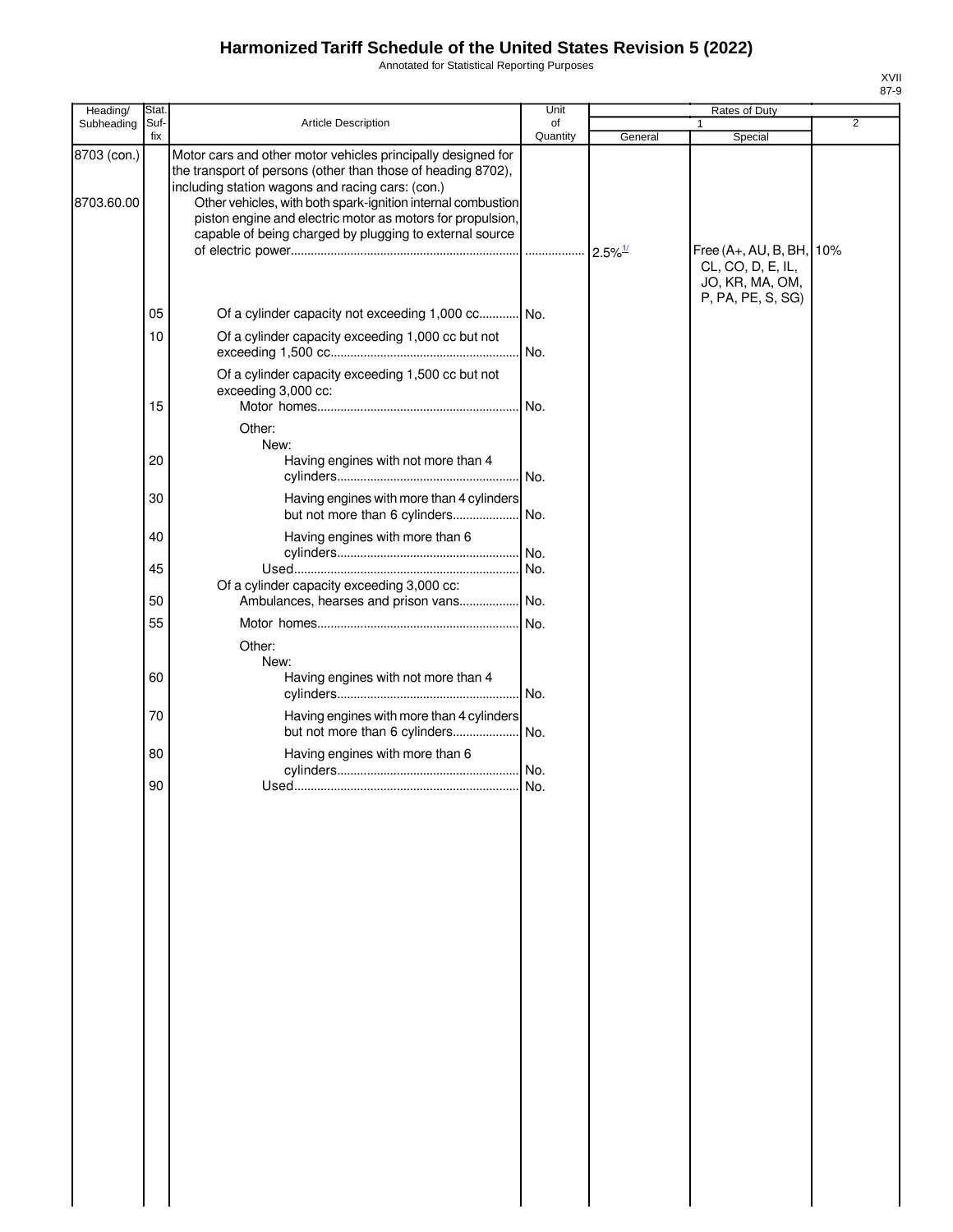# Harmonized Tariff Schedule of the United States Revision 5 (2022)

Annotated for Statistical Reporting Purposes

XVII
87-9

| Heading/ Subheading | Stat. Suf- fix | Article Description | Unit of Quantity | Rates of Duty 1 General | Special | 2 |
|---|---|---|---|---|---|---|
| 8703 (con.) | | Motor cars and other motor vehicles principally designed for the transport of persons (other than those of heading 8702), including station wagons and racing cars: (con.) | | | | |
| 8703.60.00 | | Other vehicles, with both spark-ignition internal combustion piston engine and electric motor as motors for propulsion, capable of being charged by plugging to external source of electric power | | 2.5%[1/] | Free (A+, AU, B, BH, CL, CO, D, E, IL, JO, KR, MA, OM, P, PA, PE, S, SG) | 10% |
| | 05 | Of a cylinder capacity not exceeding 1,000 cc | No. | | | |
| | 10 | Of a cylinder capacity exceeding 1,000 cc but not exceeding 1,500 cc | No. | | | |
| | | Of a cylinder capacity exceeding 1,500 cc but not exceeding 3,000 cc: | | | | |
| | 15 | Motor homes | No. | | | |
| | | Other: | | | | |
| | | New: | | | | |
| | 20 | Having engines with not more than 4 cylinders | No. | | | |
| | 30 | Having engines with more than 4 cylinders but not more than 6 cylinders | No. | | | |
| | 40 | Having engines with more than 6 cylinders | No. | | | |
| | 45 | Used | No. | | | |
| | | Of a cylinder capacity exceeding 3,000 cc: | | | | |
| | 50 | Ambulances, hearses and prison vans | No. | | | |
| | 55 | Motor homes | No. | | | |
| | | Other: | | | | |
| | | New: | | | | |
| | 60 | Having engines with not more than 4 cylinders | No. | | | |
| | 70 | Having engines with more than 4 cylinders but not more than 6 cylinders | No. | | | |
| | 80 | Having engines with more than 6 cylinders | No. | | | |
| | 90 | Used | No. | | | |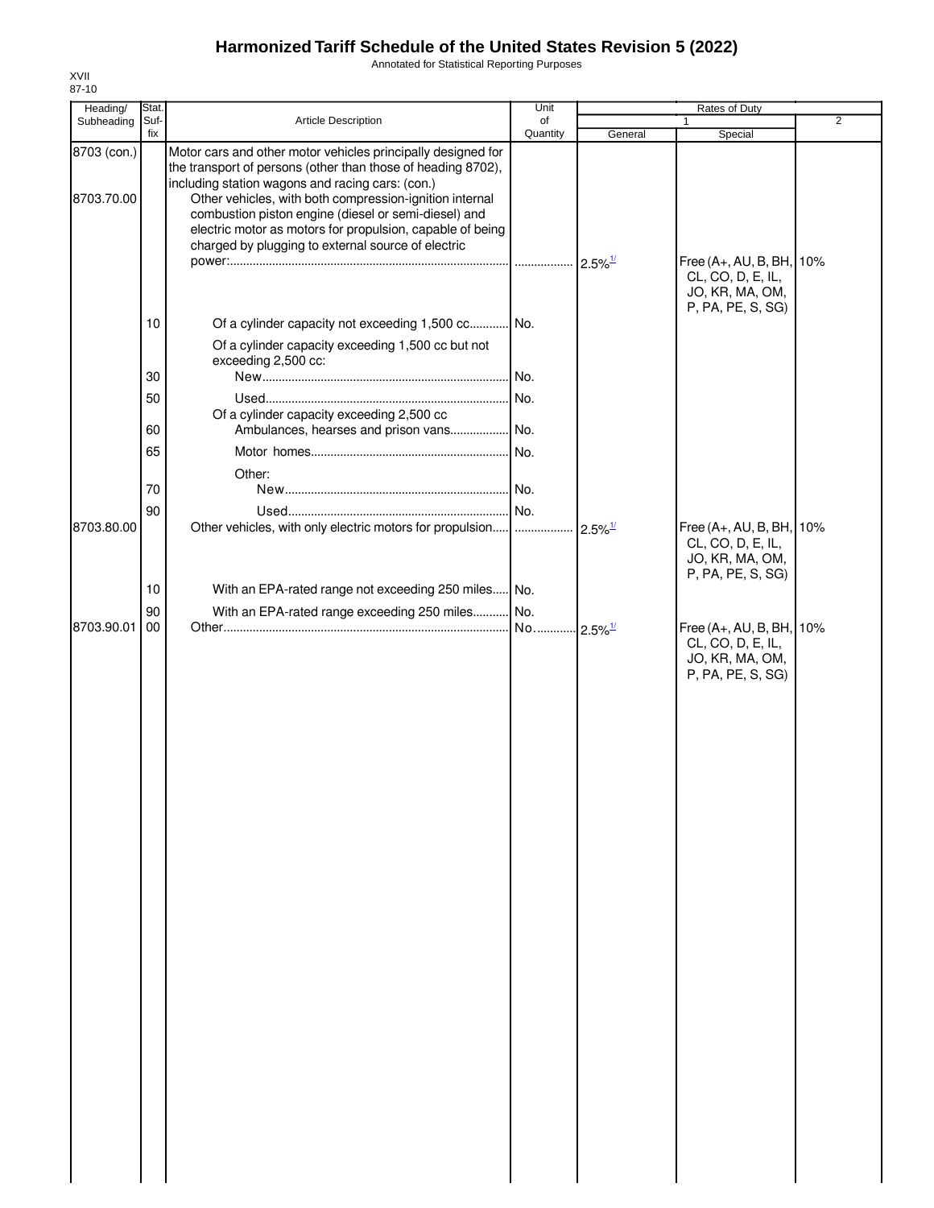# Harmonized Tariff Schedule of the United States Revision 5 (2022)

Annotated for Statistical Reporting Purposes

XVII
87-10

| Heading/ Subheading | Stat. Suf- fix | Article Description | Unit of Quantity | Rates of Duty 1 General | Special | 2 |
|---|---|---|---|---|---|---|
| 8703 (con.) | | Motor cars and other motor vehicles principally designed for the transport of persons (other than those of heading 8702), including station wagons and racing cars: (con.) | | | | |
| 8703.70.00 | | Other vehicles, with both compression-ignition internal combustion piston engine (diesel or semi-diesel) and electric motor as motors for propulsion, capable of being charged by plugging to external source of electric power: | | 2.5%[1/] | Free (A+, AU, B, BH, CL, CO, D, E, IL, JO, KR, MA, OM, P, PA, PE, S, SG) | 10% |
| | 10 | Of a cylinder capacity not exceeding 1,500 cc | No. | | | |
| | | Of a cylinder capacity exceeding 1,500 cc but not exceeding 2,500 cc: | | | | |
| | 30 | New | No. | | | |
| | 50 | Used | No. | | | |
| | | Of a cylinder capacity exceeding 2,500 cc | | | | |
| | 60 | Ambulances, hearses and prison vans | No. | | | |
| | 65 | Motor homes | No. | | | |
| | | Other: | | | | |
| | 70 | New | No. | | | |
| | 90 | Used | No. | | | |
| 8703.80.00 | | Other vehicles, with only electric motors for propulsion | | 2.5%[1/] | Free (A+, AU, B, BH, CL, CO, D, E, IL, JO, KR, MA, OM, P, PA, PE, S, SG) | 10% |
| | 10 | With an EPA-rated range not exceeding 250 miles | No. | | | |
| | 90 | With an EPA-rated range exceeding 250 miles | No. | | | |
| 8703.90.01 | 00 | Other | No. | 2.5%[1/] | Free (A+, AU, B, BH, CL, CO, D, E, IL, JO, KR, MA, OM, P, PA, PE, S, SG) | 10% |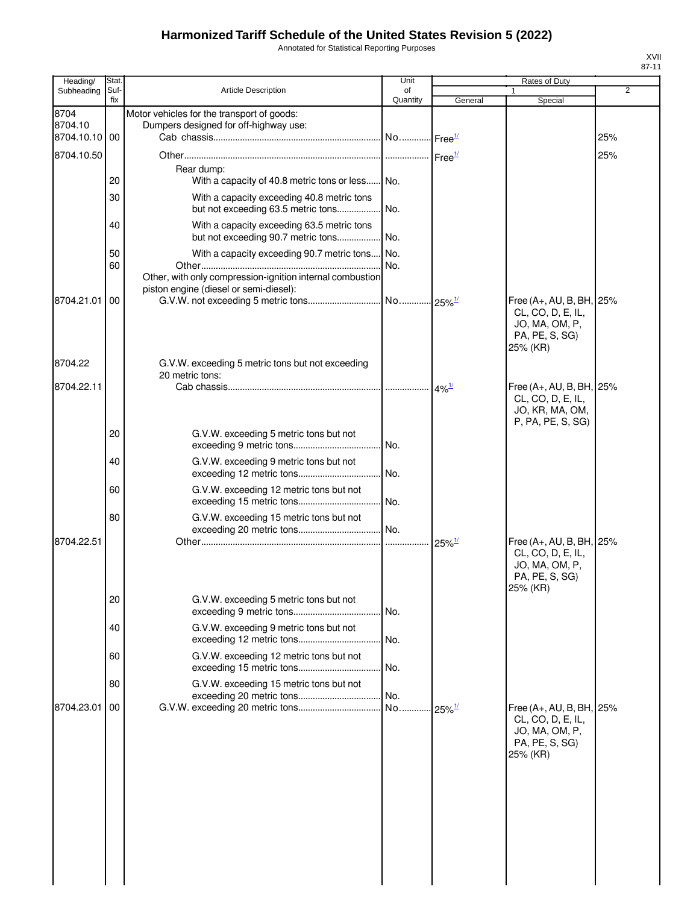# Harmonized Tariff Schedule of the United States Revision 5 (2022)

Annotated for Statistical Reporting Purposes

| Heading/ Subheading | Stat. Suf- fix | Article Description | Unit of Quantity | Rates of Duty 1 General | Special | 2 |
|---|---|---|---|---|---|---|
| 8704 | | Motor vehicles for the transport of goods: | | | | |
| 8704.10 | | Dumpers designed for off-highway use: | | | | |
| 8704.10.10 | 00 | Cab chassis | No. | Free[1/] | | 25% |
| 8704.10.50 | | Other | | Free[1/] | | 25% |
| | | Rear dump: | | | | |
| | 20 | With a capacity of 40.8 metric tons or less | No. | | | |
| | 30 | With a capacity exceeding 40.8 metric tons but not exceeding 63.5 metric tons | No. | | | |
| | 40 | With a capacity exceeding 63.5 metric tons but not exceeding 90.7 metric tons | No. | | | |
| | 50 | With a capacity exceeding 90.7 metric tons | No. | | | |
| | 60 | Other | No. | | | |
| | | Other, with only compression-ignition internal combustion piston engine (diesel or semi-diesel): | | | | |
| 8704.21.01 | 00 | G.V.W. not exceeding 5 metric tons | No. | 25%[1/] | Free (A+, AU, B, BH, CL, CO, D, E, IL, JO, MA, OM, P, PA, PE, S, SG) 25% (KR) | 25% |
| 8704.22 | | G.V.W. exceeding 5 metric tons but not exceeding 20 metric tons: | | | | |
| 8704.22.11 | | Cab chassis | | 4%[1/] | Free (A+, AU, B, BH, CL, CO, D, E, IL, JO, KR, MA, OM, P, PA, PE, S, SG) | 25% |
| | 20 | G.V.W. exceeding 5 metric tons but not exceeding 9 metric tons | No. | | | |
| | 40 | G.V.W. exceeding 9 metric tons but not exceeding 12 metric tons | No. | | | |
| | 60 | G.V.W. exceeding 12 metric tons but not exceeding 15 metric tons | No. | | | |
| | 80 | G.V.W. exceeding 15 metric tons but not exceeding 20 metric tons | No. | | | |
| 8704.22.51 | | Other | | 25%[1/] | Free (A+, AU, B, BH, CL, CO, D, E, IL, JO, MA, OM, P, PA, PE, S, SG) 25% (KR) | 25% |
| | 20 | G.V.W. exceeding 5 metric tons but not exceeding 9 metric tons | No. | | | |
| | 40 | G.V.W. exceeding 9 metric tons but not exceeding 12 metric tons | No. | | | |
| | 60 | G.V.W. exceeding 12 metric tons but not exceeding 15 metric tons | No. | | | |
| | 80 | G.V.W. exceeding 15 metric tons but not exceeding 20 metric tons | No. | | | |
| 8704.23.01 | 00 | G.V.W. exceeding 20 metric tons | No. | 25%[1/] | Free (A+, AU, B, BH, CL, CO, D, E, IL, JO, MA, OM, P, PA, PE, S, SG) 25% (KR) | 25% |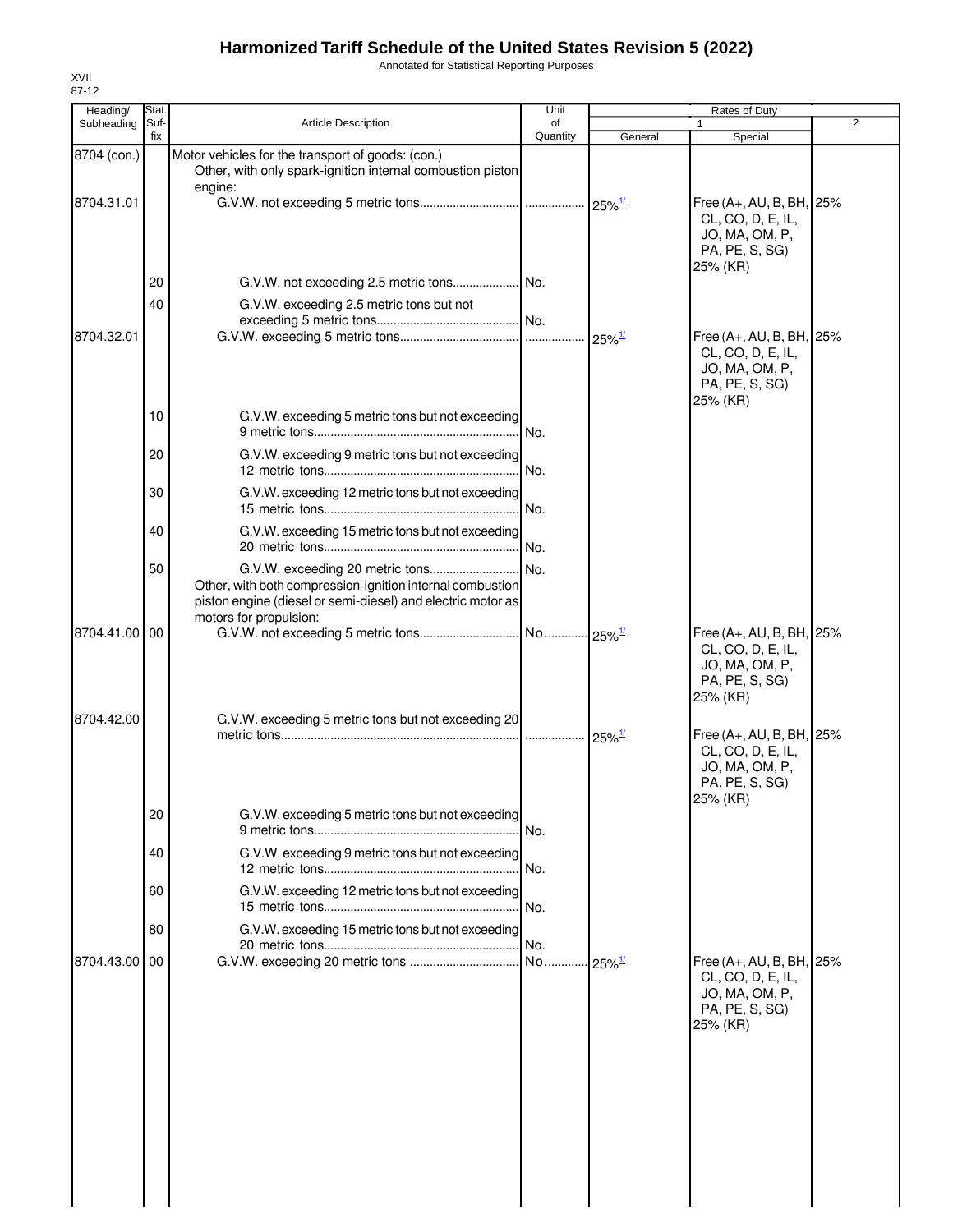# Harmonized Tariff Schedule of the United States Revision 5 (2022)

Annotated for Statistical Reporting Purposes

XVII
87-12

| Heading/ Subheading | Stat. Suf- fix | Article Description | Unit of Quantity | Rates of Duty 1 General | Special | 2 |
|---|---|---|---|---|---|---|
| 8704 (con.) | | Motor vehicles for the transport of goods: (con.) | | | | |
| | | Other, with only spark-ignition internal combustion piston engine: | | | | |
| 8704.31.01 | | G.V.W. not exceeding 5 metric tons | | 25%[1/] | Free (A+, AU, B, BH, CL, CO, D, E, IL, JO, MA, OM, P, PA, PE, S, SG) 25% (KR) | 25% |
| | 20 | G.V.W. not exceeding 2.5 metric tons | No. | | | |
| | 40 | G.V.W. exceeding 2.5 metric tons but not exceeding 5 metric tons | No. | | | |
| 8704.32.01 | | G.V.W. exceeding 5 metric tons | | 25%[1/] | Free (A+, AU, B, BH, CL, CO, D, E, IL, JO, MA, OM, P, PA, PE, S, SG) 25% (KR) | 25% |
| | 10 | G.V.W. exceeding 5 metric tons but not exceeding 9 metric tons | No. | | | |
| | 20 | G.V.W. exceeding 9 metric tons but not exceeding 12 metric tons | No. | | | |
| | 30 | G.V.W. exceeding 12 metric tons but not exceeding 15 metric tons | No. | | | |
| | 40 | G.V.W. exceeding 15 metric tons but not exceeding 20 metric tons | No. | | | |
| | 50 | G.V.W. exceeding 20 metric tons | No. | | | |
| | | Other, with both compression-ignition internal combustion piston engine (diesel or semi-diesel) and electric motor as motors for propulsion: | | | | |
| 8704.41.00 | 00 | G.V.W. not exceeding 5 metric tons | No. | 25%[1/] | Free (A+, AU, B, BH, CL, CO, D, E, IL, JO, MA, OM, P, PA, PE, S, SG) 25% (KR) | 25% |
| 8704.42.00 | | G.V.W. exceeding 5 metric tons but not exceeding 20 metric tons | | 25%[1/] | Free (A+, AU, B, BH, CL, CO, D, E, IL, JO, MA, OM, P, PA, PE, S, SG) 25% (KR) | 25% |
| | 20 | G.V.W. exceeding 5 metric tons but not exceeding 9 metric tons | No. | | | |
| | 40 | G.V.W. exceeding 9 metric tons but not exceeding 12 metric tons | No. | | | |
| | 60 | G.V.W. exceeding 12 metric tons but not exceeding 15 metric tons | No. | | | |
| | 80 | G.V.W. exceeding 15 metric tons but not exceeding 20 metric tons | No. | | | |
| 8704.43.00 | 00 | G.V.W. exceeding 20 metric tons | No. | 25%[1/] | Free (A+, AU, B, BH, CL, CO, D, E, IL, JO, MA, OM, P, PA, PE, S, SG) 25% (KR) | 25% |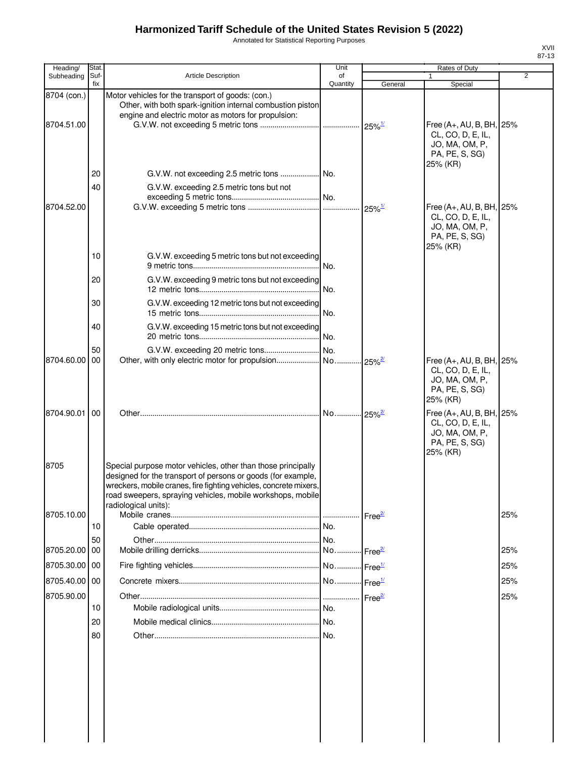# Harmonized Tariff Schedule of the United States Revision 5 (2022)

Annotated for Statistical Reporting Purposes

XVII
87-13

| Heading/ Subheading | Stat. Suf- fix | Article Description | Unit of Quantity | Rates of Duty | | |
|---|---|---|---|---|---|---|
| | | | | 1 | | 2 |
| | | | | General | Special | |
| 8704 (con.) | | Motor vehicles for the transport of goods: (con.) | | | | |
| | | Other, with both spark-ignition internal combustion piston engine and electric motor as motors for propulsion: | | | | |
| 8704.51.00 | | G.V.W. not exceeding 5 metric tons | | 25%[1/] | Free (A+, AU, B, BH, CL, CO, D, E, IL, JO, MA, OM, P, PA, PE, S, SG) 25% (KR) | 25% |
| | 20 | G.V.W. not exceeding 2.5 metric tons | No. | | | |
| | 40 | G.V.W. exceeding 2.5 metric tons but not exceeding 5 metric tons | No. | | | |
| 8704.52.00 | | G.V.W. exceeding 5 metric tons | | 25%[1/] | Free (A+, AU, B, BH, CL, CO, D, E, IL, JO, MA, OM, P, PA, PE, S, SG) 25% (KR) | 25% |
| | 10 | G.V.W. exceeding 5 metric tons but not exceeding 9 metric tons | No. | | | |
| | 20 | G.V.W. exceeding 9 metric tons but not exceeding 12 metric tons | No. | | | |
| | 30 | G.V.W. exceeding 12 metric tons but not exceeding 15 metric tons | No. | | | |
| | 40 | G.V.W. exceeding 15 metric tons but not exceeding 20 metric tons | No. | | | |
| | 50 | G.V.W. exceeding 20 metric tons | No. | | | |
| 8704.60.00 | 00 | Other, with only electric motor for propulsion | No. | 25%[2/] | Free (A+, AU, B, BH, CL, CO, D, E, IL, JO, MA, OM, P, PA, PE, S, SG) 25% (KR) | 25% |
| 8704.90.01 | 00 | Other | No. | 25%[2/] | Free (A+, AU, B, BH, CL, CO, D, E, IL, JO, MA, OM, P, PA, PE, S, SG) 25% (KR) | 25% |
| 8705 | | Special purpose motor vehicles, other than those principally designed for the transport of persons or goods (for example, wreckers, mobile cranes, fire fighting vehicles, concrete mixers, road sweepers, spraying vehicles, mobile workshops, mobile radiological units): | | | | |
| 8705.10.00 | | Mobile cranes | | Free[2/] | | 25% |
| | 10 | Cable operated | No. | | | |
| | 50 | Other | No. | | | |
| 8705.20.00 | 00 | Mobile drilling derricks | No. | Free[2/] | | 25% |
| 8705.30.00 | 00 | Fire fighting vehicles | No. | Free[1/] | | 25% |
| 8705.40.00 | 00 | Concrete mixers | No. | Free[1/] | | 25% |
| 8705.90.00 | | Other | | Free[2/] | | 25% |
| | 10 | Mobile radiological units | No. | | | |
| | 20 | Mobile medical clinics | No. | | | |
| | 80 | Other | No. | | | |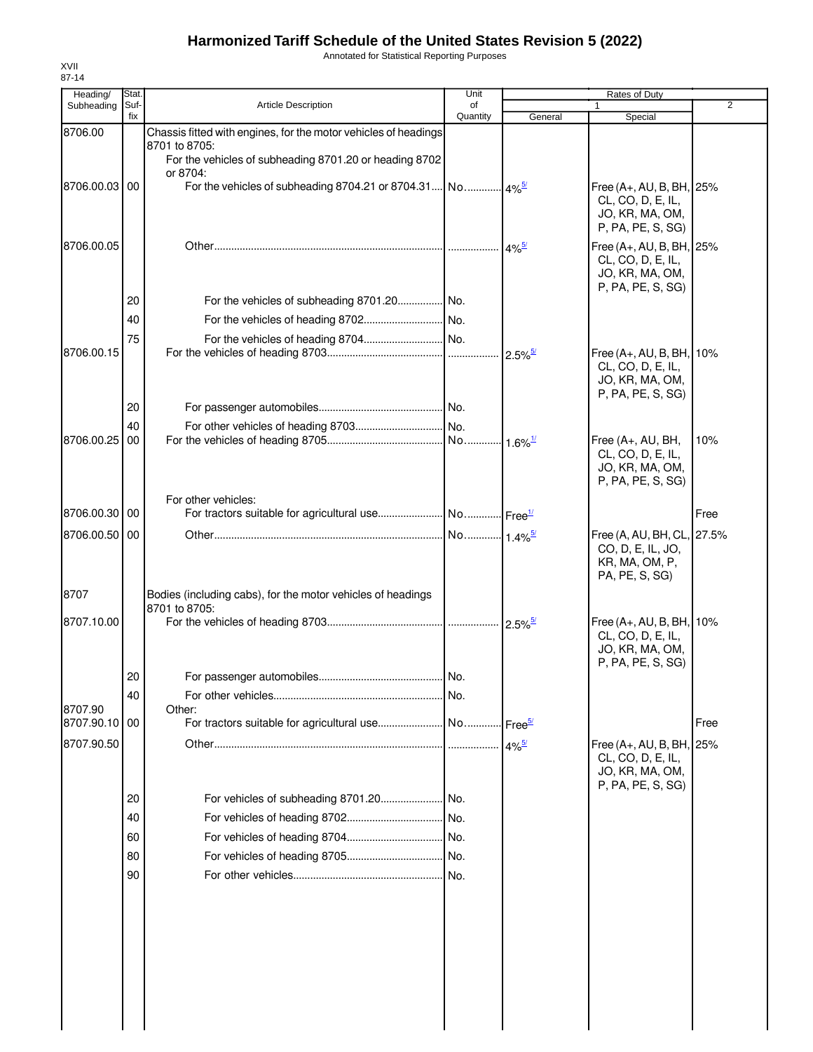# Harmonized Tariff Schedule of the United States Revision 5 (2022)

Annotated for Statistical Reporting Purposes

XVII
87-14

| Heading/ Subheading | Stat. Suf- fix | Article Description | Unit of Quantity | Rates of Duty 1 General | Special | 2 |
|---|---|---|---|---|---|---|
| 8706.00 | | Chassis fitted with engines, for the motor vehicles of headings 8701 to 8705: | | | | |
| | | For the vehicles of subheading 8701.20 or heading 8702 or 8704: | | | | |
| 8706.00.03 | 00 | For the vehicles of subheading 8704.21 or 8704.31 | No. | 4%[5/] | Free (A+, AU, B, BH, CL, CO, D, E, IL, JO, KR, MA, OM, P, PA, PE, S, SG) | 25% |
| 8706.00.05 | | Other | | 4%[5/] | Free (A+, AU, B, BH, CL, CO, D, E, IL, JO, KR, MA, OM, P, PA, PE, S, SG) | 25% |
| | 20 | For the vehicles of subheading 8701.20 | No. | | | |
| | 40 | For the vehicles of heading 8702 | No. | | | |
| | 75 | For the vehicles of heading 8704 | No. | | | |
| 8706.00.15 | | For the vehicles of heading 8703 | | 2.5%[5/] | Free (A+, AU, B, BH, CL, CO, D, E, IL, JO, KR, MA, OM, P, PA, PE, S, SG) | 10% |
| | 20 | For passenger automobiles | No. | | | |
| | 40 | For other vehicles of heading 8703 | No. | | | |
| 8706.00.25 | 00 | For the vehicles of heading 8705 | No. | 1.6%[1/] | Free (A+, AU, BH, CL, CO, D, E, IL, JO, KR, MA, OM, P, PA, PE, S, SG) | 10% |
| | | For other vehicles: | | | | |
| 8706.00.30 | 00 | For tractors suitable for agricultural use | No. | Free[1/] | | Free |
| 8706.00.50 | 00 | Other | No. | 1.4%[5/] | Free (A, AU, BH, CL, CO, D, E, IL, JO, KR, MA, OM, P, PA, PE, S, SG) | 27.5% |
| 8707 | | Bodies (including cabs), for the motor vehicles of headings 8701 to 8705: | | | | |
| 8707.10.00 | | For the vehicles of heading 8703 | | 2.5%[5/] | Free (A+, AU, B, BH, CL, CO, D, E, IL, JO, KR, MA, OM, P, PA, PE, S, SG) | 10% |
| | 20 | For passenger automobiles | No. | | | |
| | 40 | For other vehicles | No. | | | |
| 8707.90 | | Other: | | | | |
| 8707.90.10 | 00 | For tractors suitable for agricultural use | No. | Free[5/] | | Free |
| 8707.90.50 | | Other | | 4%[5/] | Free (A+, AU, B, BH, CL, CO, D, E, IL, JO, KR, MA, OM, P, PA, PE, S, SG) | 25% |
| | 20 | For vehicles of subheading 8701.20 | No. | | | |
| | 40 | For vehicles of heading 8702 | No. | | | |
| | 60 | For vehicles of heading 8704 | No. | | | |
| | 80 | For vehicles of heading 8705 | No. | | | |
| | 90 | For other vehicles | No. | | | |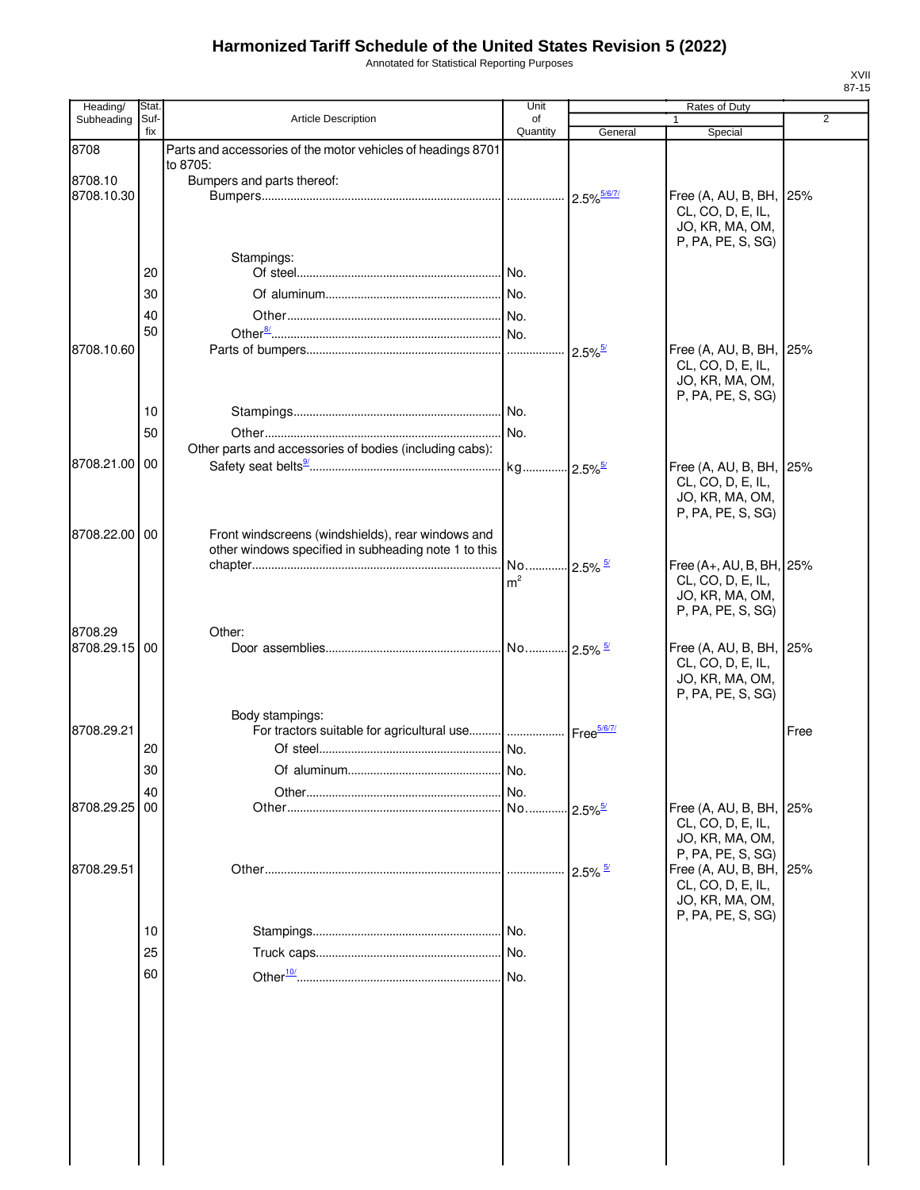# Harmonized Tariff Schedule of the United States Revision 5 (2022)

Annotated for Statistical Reporting Purposes

XVII
87-15

| Heading/ Subheading | Stat. Suf- fix | Article Description | Unit of Quantity | Rates of Duty 1 General | Special | 2 |
|---|---|---|---|---|---|---|
| 8708 | | Parts and accessories of the motor vehicles of headings 8701 to 8705: | | | | |
| 8708.10 | | Bumpers and parts thereof: | | | | |
| 8708.10.30 | | Bumpers | | 2.5%[5/6/7/] | Free (A, AU, B, BH, CL, CO, D, E, IL, JO, KR, MA, OM, P, PA, PE, S, SG) | 25% |
| | | Stampings: | | | | |
| | 20 | Of steel | No. | | | |
| | 30 | Of aluminum | No. | | | |
| | 40 | Other | No. | | | |
| | 50 | Other[8/] | No. | | | |
| 8708.10.60 | | Parts of bumpers | | 2.5%[5/] | Free (A, AU, B, BH, CL, CO, D, E, IL, JO, KR, MA, OM, P, PA, PE, S, SG) | 25% |
| | 10 | Stampings | No. | | | |
| | 50 | Other | No. | | | |
| | | Other parts and accessories of bodies (including cabs): | | | | |
| 8708.21.00 | 00 | Safety seat belts[9/] | kg | 2.5%[5/] | Free (A, AU, B, BH, CL, CO, D, E, IL, JO, KR, MA, OM, P, PA, PE, S, SG) | 25% |
| 8708.22.00 | 00 | Front windscreens (windshields), rear windows and other windows specified in subheading note 1 to this chapter | No. $m^2$ | 2.5% [5/] | Free (A+, AU, B, BH, CL, CO, D, E, IL, JO, KR, MA, OM, P, PA, PE, S, SG) | 25% |
| 8708.29 | | Other: | | | | |
| 8708.29.15 | 00 | Door assemblies | No. | 2.5% [5/] | Free (A, AU, B, BH, CL, CO, D, E, IL, JO, KR, MA, OM, P, PA, PE, S, SG) | 25% |
| | | Body stampings: | | | | |
| 8708.29.21 | | For tractors suitable for agricultural use | | Free[5/6/7/] | | Free |
| | 20 | Of steel | No. | | | |
| | 30 | Of aluminum | No. | | | |
| | 40 | Other | No. | | | |
| 8708.29.25 | 00 | Other | No. | 2.5%[5/] | Free (A, AU, B, BH, CL, CO, D, E, IL, JO, KR, MA, OM, P, PA, PE, S, SG) | 25% |
| 8708.29.51 | | Other | | 2.5% [5/] | Free (A, AU, B, BH, CL, CO, D, E, IL, JO, KR, MA, OM, P, PA, PE, S, SG) | 25% |
| | 10 | Stampings | No. | | | |
| | 25 | Truck caps | No. | | | |
| | 60 | Other[10/] | No. | | | |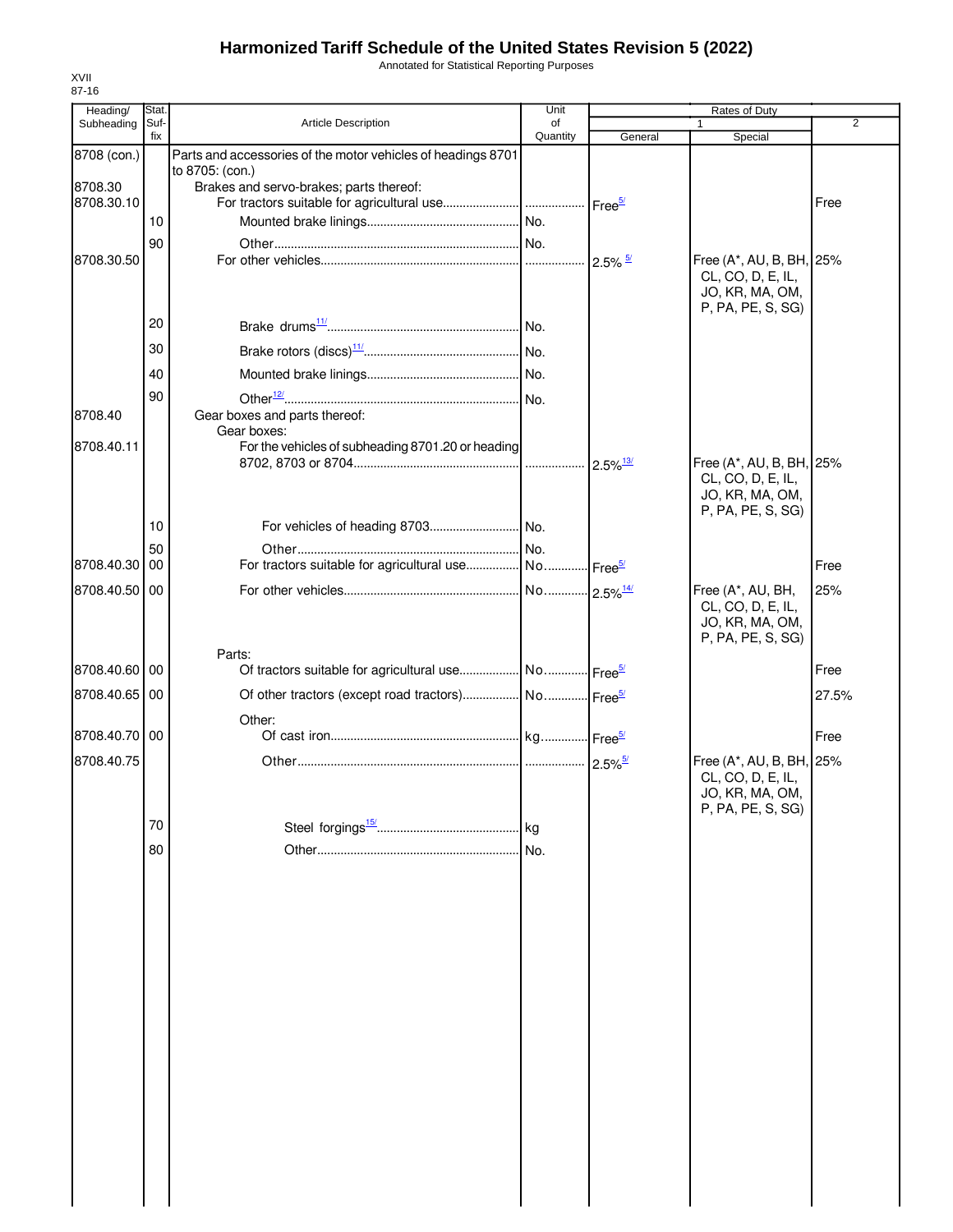# Harmonized Tariff Schedule of the United States Revision 5 (2022)

Annotated for Statistical Reporting Purposes

XVII
87-16

| Heading/ Subheading | Stat. Suf- fix | Article Description | Unit of Quantity | Rates of Duty 1 General | Rates of Duty 1 Special | Rates of Duty 2 |
|---|---|---|---|---|---|---|
| 8708 (con.) | | Parts and accessories of the motor vehicles of headings 8701 to 8705: (con.) | | | | |
| 8708.30 | | Brakes and servo-brakes; parts thereof: | | | | |
| 8708.30.10 | | For tractors suitable for agricultural use | | Free[5/] | | Free |
| | 10 | Mounted brake linings | No. | | | |
| | 90 | Other | No. | | | |
| 8708.30.50 | | For other vehicles | | 2.5% [5/] | Free (A*, AU, B, BH, CL, CO, D, E, IL, JO, KR, MA, OM, P, PA, PE, S, SG) | 25% |
| | 20 | Brake drums[11/] | No. | | | |
| | 30 | Brake rotors (discs)[11/] | No. | | | |
| | 40 | Mounted brake linings | No. | | | |
| | 90 | Other[12/] | No. | | | |
| 8708.40 | | Gear boxes and parts thereof: | | | | |
| | | Gear boxes: | | | | |
| 8708.40.11 | | For the vehicles of subheading 8701.20 or heading 8702, 8703 or 8704 | | 2.5%[13/] | Free (A*, AU, B, BH, CL, CO, D, E, IL, JO, KR, MA, OM, P, PA, PE, S, SG) | 25% |
| | 10 | For vehicles of heading 8703 | No. | | | |
| | 50 | Other | No. | | | |
| 8708.40.30 | 00 | For tractors suitable for agricultural use | No. | Free[5/] | | Free |
| 8708.40.50 | 00 | For other vehicles | No. | 2.5%[14/] | Free (A*, AU, BH, CL, CO, D, E, IL, JO, KR, MA, OM, P, PA, PE, S, SG) | 25% |
| | | Parts: | | | | |
| 8708.40.60 | 00 | Of tractors suitable for agricultural use | No. | Free[5/] | | Free |
| 8708.40.65 | 00 | Of other tractors (except road tractors) | No. | Free[5/] | | 27.5% |
| | | Other: | | | | |
| 8708.40.70 | 00 | Of cast iron | kg | Free[5/] | | Free |
| 8708.40.75 | | Other | | 2.5%[5/] | Free (A*, AU, B, BH, CL, CO, D, E, IL, JO, KR, MA, OM, P, PA, PE, S, SG) | 25% |
| | 70 | Steel forgings[15/] | kg | | | |
| | 80 | Other | No. | | | |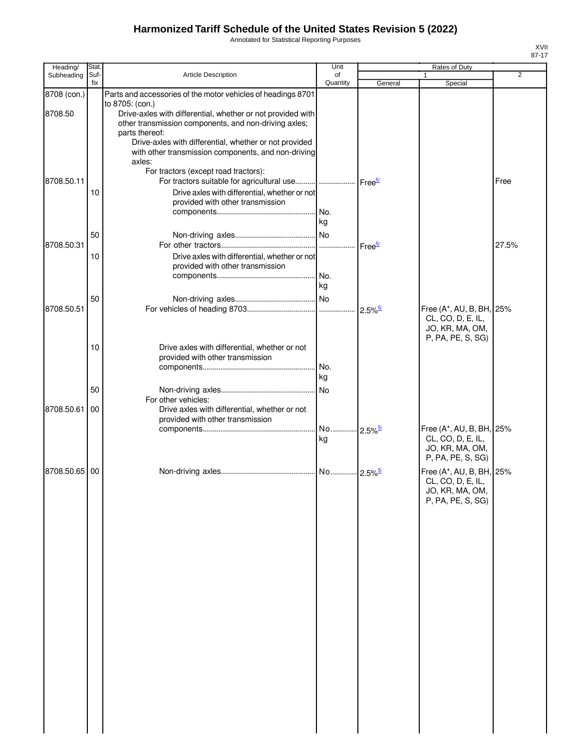# Harmonized Tariff Schedule of the United States Revision 5 (2022)

Annotated for Statistical Reporting Purposes

XVII
87-17

| Heading/ Subheading | Stat. Suf- fix | Article Description | Unit of Quantity | Rates of Duty 1 General | Special | 2 |
|---|---|---|---|---|---|---|
| 8708 (con.) | | Parts and accessories of the motor vehicles of headings 8701 to 8705: (con.) | | | | |
| 8708.50 | | Drive-axles with differential, whether or not provided with other transmission components, and non-driving axles; parts thereof: | | | | |
| | | Drive-axles with differential, whether or not provided with other transmission components, and non-driving axles: | | | | |
| | | For tractors (except road tractors): | | | | |
| 8708.50.11 | | For tractors suitable for agricultural use | | Free[5/] | | Free |
| | 10 | Drive axles with differential, whether or not provided with other transmission components | No. kg | | | |
| | 50 | Non-driving axles | No | | | |
| 8708.50.31 | | For other tractors | | Free[5/] | | 27.5% |
| | 10 | Drive axles with differential, whether or not provided with other transmission components | No. kg | | | |
| | 50 | Non-driving axles | No | | | |
| 8708.50.51 | | For vehicles of heading 8703 | | 2.5%[5/] | Free (A*, AU, B, BH, CL, CO, D, E, IL, JO, KR, MA, OM, P, PA, PE, S, SG) | 25% |
| | 10 | Drive axles with differential, whether or not provided with other transmission components | No. kg | | | |
| | 50 | Non-driving axles | No | | | |
| | | For other vehicles: | | | | |
| 8708.50.61 | 00 | Drive axles with differential, whether or not provided with other transmission components | No. kg | 2.5%[5/] | Free (A*, AU, B, BH, CL, CO, D, E, IL, JO, KR, MA, OM, P, PA, PE, S, SG) | 25% |
| 8708.50.65 | 00 | Non-driving axles | No | 2.5%[5/] | Free (A*, AU, B, BH, CL, CO, D, E, IL, JO, KR, MA, OM, P, PA, PE, S, SG) | 25% |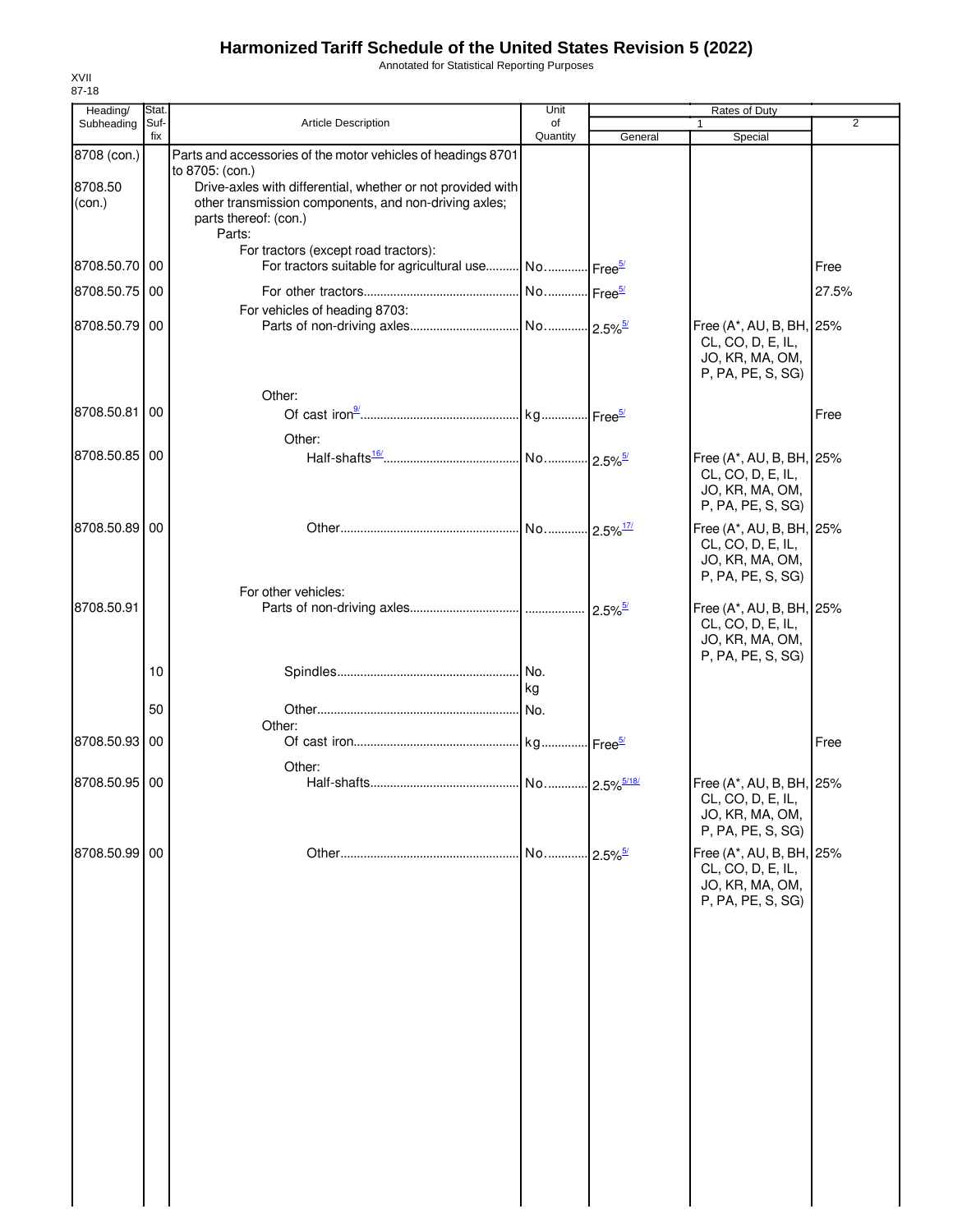# Harmonized Tariff Schedule of the United States Revision 5 (2022)

Annotated for Statistical Reporting Purposes

XVII
87-18

| Heading/ Subheading | Stat. Suf- fix | Article Description | Unit of Quantity | Rates of Duty 1 General | Special | 2 |
|---|---|---|---|---|---|---|
| 8708 (con.) | | Parts and accessories of the motor vehicles of headings 8701 to 8705: (con.) | | | | |
| 8708.50 (con.) | | Drive-axles with differential, whether or not provided with other transmission components, and non-driving axles; parts thereof: (con.) | | | | |
| | | Parts: | | | | |
| | | For tractors (except road tractors): | | | | |
| 8708.50.70 | 00 | For tractors suitable for agricultural use | No. | Free[5/] | | Free |
| 8708.50.75 | 00 | For other tractors | No. | Free[5/] | | 27.5% |
| | | For vehicles of heading 8703: | | | | |
| 8708.50.79 | 00 | Parts of non-driving axles | No. | 2.5%[5/] | Free (A*, AU, B, BH, CL, CO, D, E, IL, JO, KR, MA, OM, P, PA, PE, S, SG) | 25% |
| | | Other: | | | | |
| 8708.50.81 | 00 | Of cast iron[9/] | kg | Free[5/] | | Free |
| | | Other: | | | | |
| 8708.50.85 | 00 | Half-shafts[16/] | No. | 2.5%[5/] | Free (A*, AU, B, BH, CL, CO, D, E, IL, JO, KR, MA, OM, P, PA, PE, S, SG) | 25% |
| 8708.50.89 | 00 | Other | No. | 2.5%[17/] | Free (A*, AU, B, BH, CL, CO, D, E, IL, JO, KR, MA, OM, P, PA, PE, S, SG) | 25% |
| | | For other vehicles: | | | | |
| 8708.50.91 | | Parts of non-driving axles | | 2.5%[5/] | Free (A*, AU, B, BH, CL, CO, D, E, IL, JO, KR, MA, OM, P, PA, PE, S, SG) | 25% |
| | 10 | Spindles | No. kg | | | |
| | 50 | Other | No. | | | |
| | | Other: | | | | |
| 8708.50.93 | 00 | Of cast iron | kg | Free[5/] | | Free |
| | | Other: | | | | |
| 8708.50.95 | 00 | Half-shafts | No. | 2.5%[5/18/] | Free (A*, AU, B, BH, CL, CO, D, E, IL, JO, KR, MA, OM, P, PA, PE, S, SG) | 25% |
| 8708.50.99 | 00 | Other | No. | 2.5%[5/] | Free (A*, AU, B, BH, CL, CO, D, E, IL, JO, KR, MA, OM, P, PA, PE, S, SG) | 25% |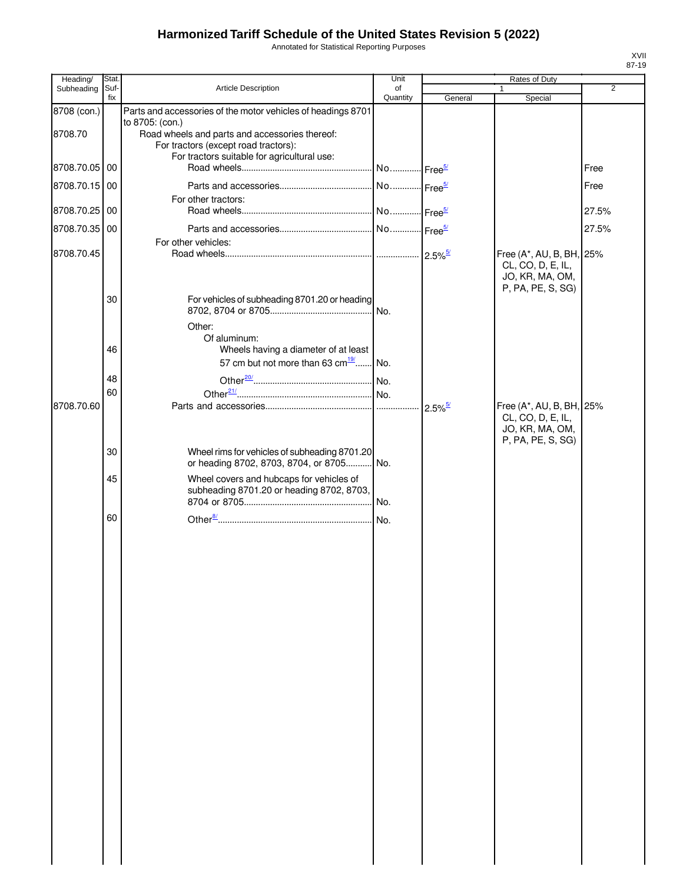# Harmonized Tariff Schedule of the United States Revision 5 (2022)

Annotated for Statistical Reporting Purposes

| Heading/ Subheading | Stat. Suf- fix | Article Description | Unit of Quantity | Rates of Duty 1 General | Rates of Duty 1 Special | Rates of Duty 2 |
|---|---|---|---|---|---|---|
| 8708 (con.) | | Parts and accessories of the motor vehicles of headings 8701 to 8705: (con.) | | | | |
| 8708.70 | | Road wheels and parts and accessories thereof: | | | | |
| | | For tractors (except road tractors): | | | | |
| | | For tractors suitable for agricultural use: | | | | |
| 8708.70.05 | 00 | Road wheels | No. | Free[5/] | | Free |
| 8708.70.15 | 00 | Parts and accessories | No. | Free[5/] | | Free |
| | | For other tractors: | | | | |
| 8708.70.25 | 00 | Road wheels | No. | Free[5/] | | 27.5% |
| 8708.70.35 | 00 | Parts and accessories | No. | Free[5/] | | 27.5% |
| | | For other vehicles: | | | | |
| 8708.70.45 | | Road wheels | | 2.5%[5/] | Free (A*, AU, B, BH, CL, CO, D, E, IL, JO, KR, MA, OM, P, PA, PE, S, SG) | 25% |
| | 30 | For vehicles of subheading 8701.20 or heading 8702, 8704 or 8705 | No. | | | |
| | | Other: | | | | |
| | | Of aluminum: | | | | |
| | 46 | Wheels having a diameter of at least 57 cm but not more than 63 cm[19/] | No. | | | |
| | 48 | Other[20/] | No. | | | |
| | 60 | Other[21/] | No. | | | |
| 8708.70.60 | | Parts and accessories | | 2.5%[5/] | Free (A*, AU, B, BH, CL, CO, D, E, IL, JO, KR, MA, OM, P, PA, PE, S, SG) | 25% |
| | 30 | Wheel rims for vehicles of subheading 8701.20 or heading 8702, 8703, 8704, or 8705 | No. | | | |
| | 45 | Wheel covers and hubcaps for vehicles of subheading 8701.20 or heading 8702, 8703, 8704 or 8705 | No. | | | |
| | 60 | Other[8/] | No. | | | |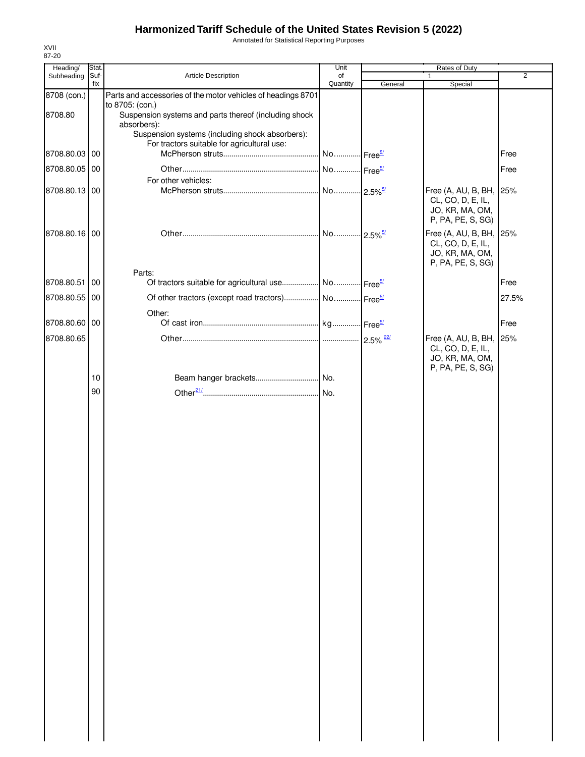# Harmonized Tariff Schedule of the United States Revision 5 (2022)

Annotated for Statistical Reporting Purposes

XVII
87-20

| Heading/ Subheading | Stat. Suf- fix | Article Description | Unit of Quantity | Rates of Duty 1 General | Special | 2 |
|---|---|---|---|---|---|---|
| 8708 (con.) | | Parts and accessories of the motor vehicles of headings 8701 to 8705: (con.) | | | | |
| 8708.80 | | Suspension systems and parts thereof (including shock absorbers): | | | | |
| | | Suspension systems (including shock absorbers): | | | | |
| | | For tractors suitable for agricultural use: | | | | |
| 8708.80.03 | 00 | McPherson struts | No. | Free[5/] | | Free |
| 8708.80.05 | 00 | Other | No. | Free[5/] | | Free |
| | | For other vehicles: | | | | |
| 8708.80.13 | 00 | McPherson struts | No. | 2.5%[5/] | Free (A, AU, B, BH, CL, CO, D, E, IL, JO, KR, MA, OM, P, PA, PE, S, SG) | 25% |
| 8708.80.16 | 00 | Other | No. | 2.5%[5/] | Free (A, AU, B, BH, CL, CO, D, E, IL, JO, KR, MA, OM, P, PA, PE, S, SG) | 25% |
| | | Parts: | | | | |
| 8708.80.51 | 00 | Of tractors suitable for agricultural use | No. | Free[5/] | | Free |
| 8708.80.55 | 00 | Of other tractors (except road tractors) | No. | Free[5/] | | 27.5% |
| | | Other: | | | | |
| 8708.80.60 | 00 | Of cast iron | kg | Free[5/] | | Free |
| 8708.80.65 | | Other | | 2.5%[22/] | Free (A, AU, B, BH, CL, CO, D, E, IL, JO, KR, MA, OM, P, PA, PE, S, SG) | 25% |
| | 10 | Beam hanger brackets | No. | | | |
| | 90 | Other[21/] | No. | | | |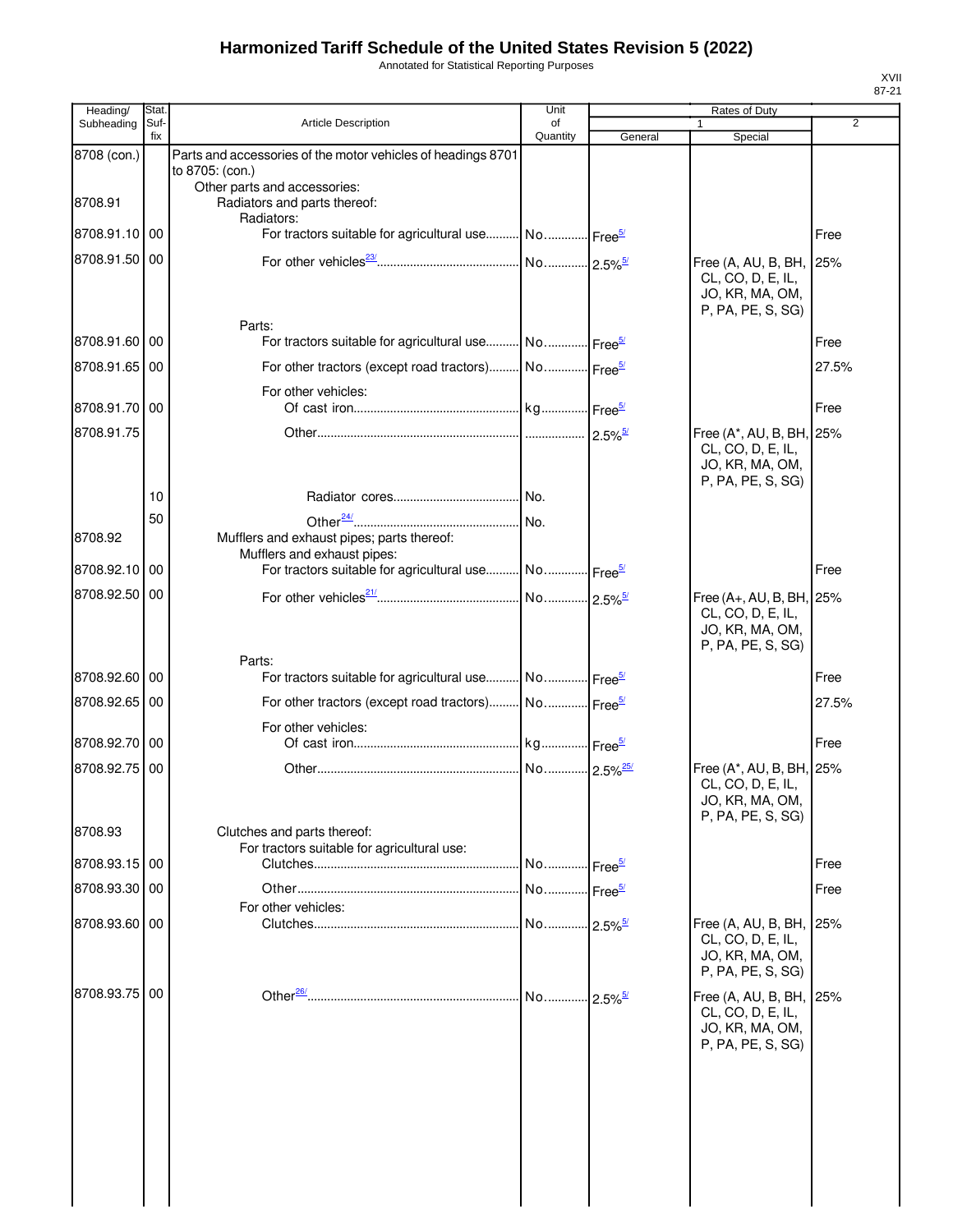# Harmonized Tariff Schedule of the United States Revision 5 (2022)

Annotated for Statistical Reporting Purposes

| Heading/ Subheading | Stat. Suf- fix | Article Description | Unit of Quantity | Rates of Duty 1 General | Special | 2 |
|---|---|---|---|---|---|---|
| 8708 (con.) | | Parts and accessories of the motor vehicles of headings 8701 to 8705: (con.) | | | | |
| | | Other parts and accessories: | | | | |
| 8708.91 | | Radiators and parts thereof: | | | | |
| | | Radiators: | | | | |
| 8708.91.10 | 00 | For tractors suitable for agricultural use | No. | Free[5/] | | Free |
| 8708.91.50 | 00 | For other vehicles[23/] | No. | 2.5%[5/] | Free (A, AU, B, BH, CL, CO, D, E, IL, JO, KR, MA, OM, P, PA, PE, S, SG) | 25% |
| | | Parts: | | | | |
| 8708.91.60 | 00 | For tractors suitable for agricultural use | No. | Free[5/] | | Free |
| 8708.91.65 | 00 | For other tractors (except road tractors) | No. | Free[5/] | | 27.5% |
| | | For other vehicles: | | | | |
| 8708.91.70 | 00 | Of cast iron | kg | Free[5/] | | Free |
| 8708.91.75 | | Other | | 2.5%[5/] | Free (A*, AU, B, BH, CL, CO, D, E, IL, JO, KR, MA, OM, P, PA, PE, S, SG) | 25% |
| | 10 | Radiator cores | No. | | | |
| | 50 | Other[24/] | No. | | | |
| 8708.92 | | Mufflers and exhaust pipes; parts thereof: | | | | |
| | | Mufflers and exhaust pipes: | | | | |
| 8708.92.10 | 00 | For tractors suitable for agricultural use | No. | Free[5/] | | Free |
| 8708.92.50 | 00 | For other vehicles[21/] | No. | 2.5%[5/] | Free (A+, AU, B, BH, CL, CO, D, E, IL, JO, KR, MA, OM, P, PA, PE, S, SG) | 25% |
| | | Parts: | | | | |
| 8708.92.60 | 00 | For tractors suitable for agricultural use | No. | Free[5/] | | Free |
| 8708.92.65 | 00 | For other tractors (except road tractors) | No. | Free[5/] | | 27.5% |
| | | For other vehicles: | | | | |
| 8708.92.70 | 00 | Of cast iron | kg | Free[5/] | | Free |
| 8708.92.75 | 00 | Other | No. | 2.5%[25/] | Free (A*, AU, B, BH, CL, CO, D, E, IL, JO, KR, MA, OM, P, PA, PE, S, SG) | 25% |
| 8708.93 | | Clutches and parts thereof: | | | | |
| | | For tractors suitable for agricultural use: | | | | |
| 8708.93.15 | 00 | Clutches | No. | Free[5/] | | Free |
| 8708.93.30 | 00 | Other | No. | Free[5/] | | Free |
| | | For other vehicles: | | | | |
| 8708.93.60 | 00 | Clutches | No. | 2.5%[5/] | Free (A, AU, B, BH, CL, CO, D, E, IL, JO, KR, MA, OM, P, PA, PE, S, SG) | 25% |
| 8708.93.75 | 00 | Other[26/] | No. | 2.5%[5/] | Free (A, AU, B, BH, CL, CO, D, E, IL, JO, KR, MA, OM, P, PA, PE, S, SG) | 25% |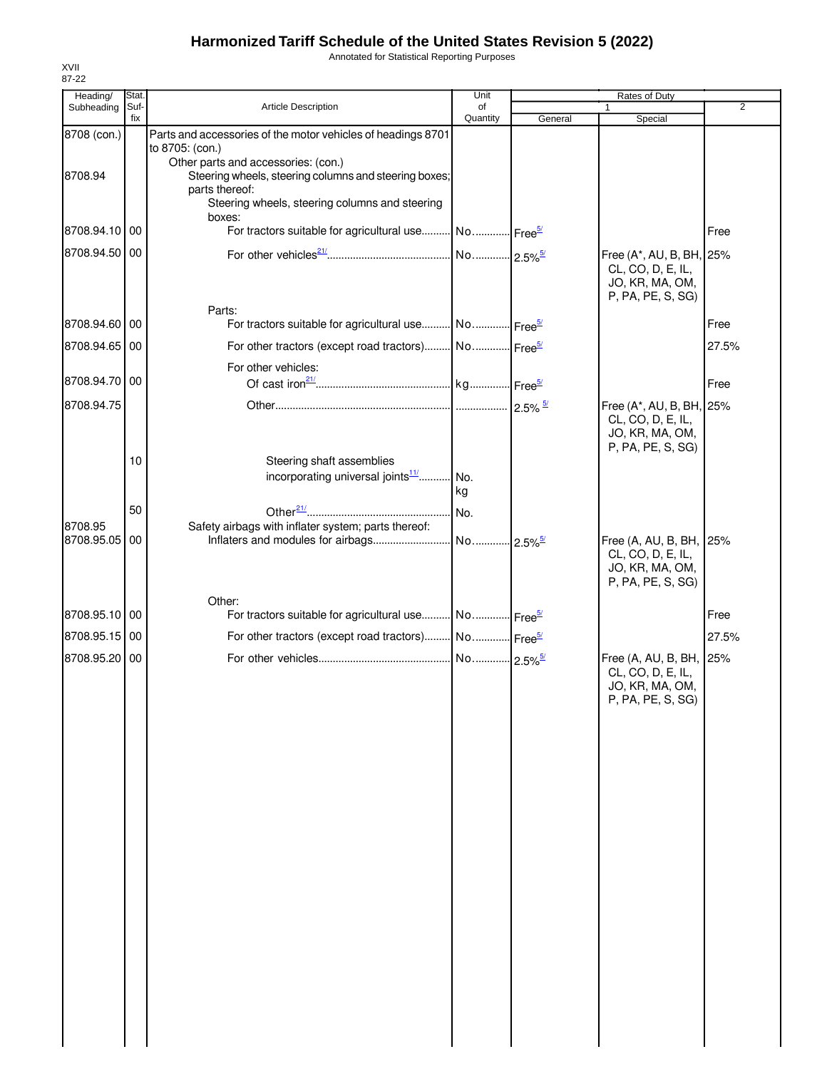# Harmonized Tariff Schedule of the United States Revision 5 (2022)

Annotated for Statistical Reporting Purposes

XVII
87-22

| Heading/ Subheading | Stat. Suf-fix | Article Description | Unit of Quantity | Rates of Duty 1 General | Rates of Duty 1 Special | Rates of Duty 2 |
|---|---|---|---|---|---|---|
| 8708 (con.) | | Parts and accessories of the motor vehicles of headings 8701 to 8705: (con.) | | | | |
| | | Other parts and accessories: (con.) | | | | |
| 8708.94 | | Steering wheels, steering columns and steering boxes; parts thereof: | | | | |
| | | Steering wheels, steering columns and steering boxes: | | | | |
| 8708.94.10 | 00 | For tractors suitable for agricultural use | No. | Free[5/] | | Free |
| 8708.94.50 | 00 | For other vehicles[21/] | No. | 2.5%[5/] | Free (A*, AU, B, BH, CL, CO, D, E, IL, JO, KR, MA, OM, P, PA, PE, S, SG) | 25% |
| | | Parts: | | | | |
| 8708.94.60 | 00 | For tractors suitable for agricultural use | No. | Free[5/] | | Free |
| 8708.94.65 | 00 | For other tractors (except road tractors) | No. | Free[5/] | | 27.5% |
| | | For other vehicles: | | | | |
| 8708.94.70 | 00 | Of cast iron[21/] | kg | Free[5/] | | Free |
| 8708.94.75 | | Other | | 2.5% [5/] | Free (A*, AU, B, BH, CL, CO, D, E, IL, JO, KR, MA, OM, P, PA, PE, S, SG) | 25% |
| | 10 | Steering shaft assemblies incorporating universal joints[11/] | No. kg | | | |
| | 50 | Other[21/] | No. | | | |
| 8708.95 | | Safety airbags with inflater system; parts thereof: | | | | |
| 8708.95.05 | 00 | Inflaters and modules for airbags | No. | 2.5%[5/] | Free (A, AU, B, BH, CL, CO, D, E, IL, JO, KR, MA, OM, P, PA, PE, S, SG) | 25% |
| | | Other: | | | | |
| 8708.95.10 | 00 | For tractors suitable for agricultural use | No. | Free[5/] | | Free |
| 8708.95.15 | 00 | For other tractors (except road tractors) | No. | Free[5/] | | 27.5% |
| 8708.95.20 | 00 | For other vehicles | No. | 2.5%[5/] | Free (A, AU, B, BH, CL, CO, D, E, IL, JO, KR, MA, OM, P, PA, PE, S, SG) | 25% |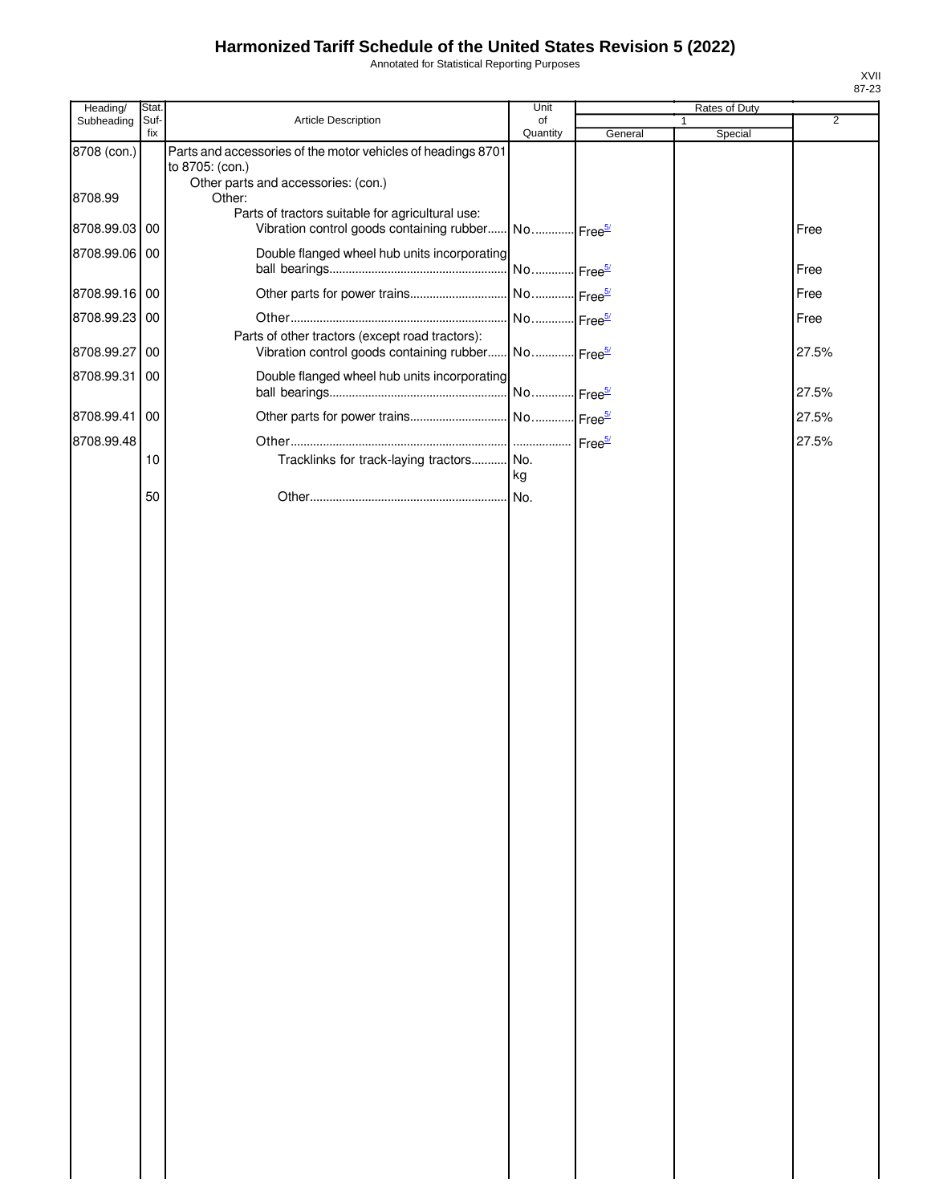# Harmonized Tariff Schedule of the United States Revision 5 (2022)

Annotated for Statistical Reporting Purposes

XVII
87-23

| Heading/ Subheading | Stat. Suf-fix | Article Description | Unit of Quantity | Rates of Duty 1 General | Rates of Duty 1 Special | Rates of Duty 2 |
|---|---|---|---|---|---|---|
| 8708 (con.) | | Parts and accessories of the motor vehicles of headings 8701 to 8705: (con.) | | | | |
| | | Other parts and accessories: (con.) | | | | |
| 8708.99 | | Other: | | | | |
| | | Parts of tractors suitable for agricultural use: | | | | |
| 8708.99.03 | 00 | Vibration control goods containing rubber | No. | Free[5/] | | Free |
| 8708.99.06 | 00 | Double flanged wheel hub units incorporating ball bearings | No. | Free[5/] | | Free |
| 8708.99.16 | 00 | Other parts for power trains | No. | Free[5/] | | Free |
| 8708.99.23 | 00 | Other | No. | Free[5/] | | Free |
| | | Parts of other tractors (except road tractors): | | | | |
| 8708.99.27 | 00 | Vibration control goods containing rubber | No. | Free[5/] | | 27.5% |
| 8708.99.31 | 00 | Double flanged wheel hub units incorporating ball bearings | No. | Free[5/] | | 27.5% |
| 8708.99.41 | 00 | Other parts for power trains | No. | Free[5/] | | 27.5% |
| 8708.99.48 | | Other | | Free[5/] | | 27.5% |
| | 10 | Tracklinks for track-laying tractors | No. kg | | | |
| | 50 | Other | No. | | | |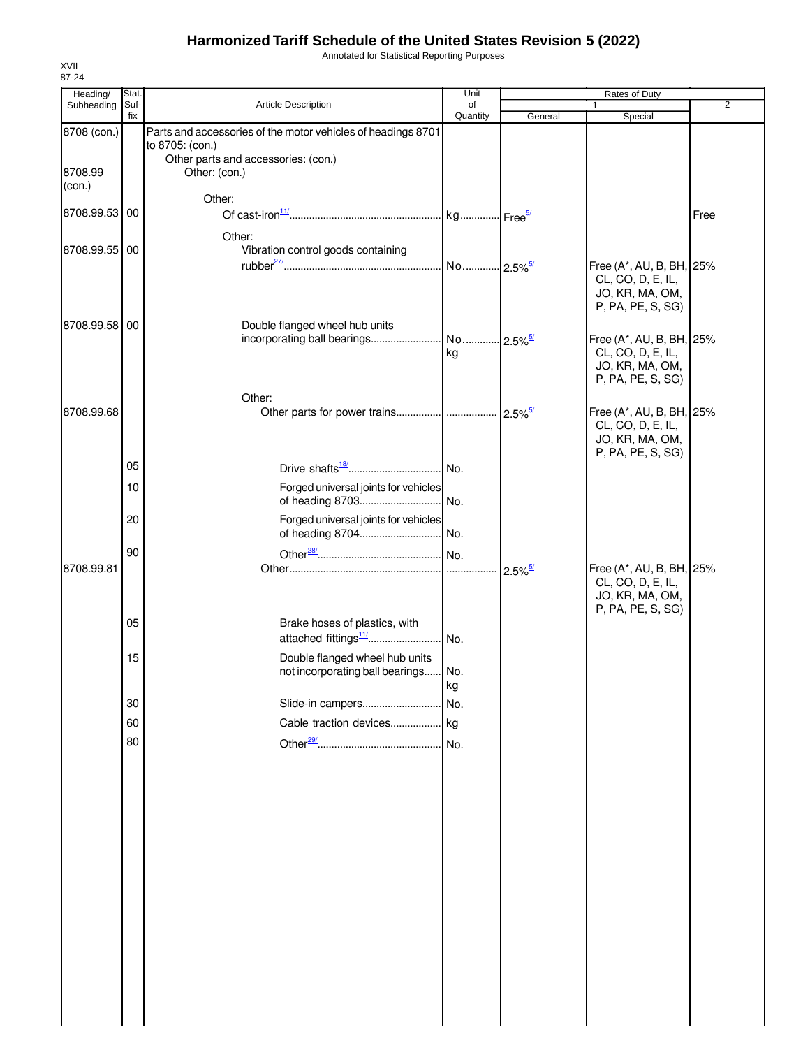# Harmonized Tariff Schedule of the United States Revision 5 (2022)

Annotated for Statistical Reporting Purposes

XVII
87-24

| Heading/ Subheading | Stat. Suf- fix | Article Description | Unit of Quantity | Rates of Duty 1 General | Special | 2 |
|---|---|---|---|---|---|---|
| 8708 (con.) | | Parts and accessories of the motor vehicles of headings 8701 to 8705: (con.) | | | | |
| | | Other parts and accessories: (con.) | | | | |
| 8708.99 (con.) | | Other: (con.) | | | | |
| | | Other: | | | | |
| 8708.99.53 | 00 | Of cast-iron[11/] | kg | Free[5/] | | Free |
| | | Other: | | | | |
| 8708.99.55 | 00 | Vibration control goods containing rubber[27/] | No. | 2.5%[5/] | Free (A*, AU, B, BH, CL, CO, D, E, IL, JO, KR, MA, OM, P, PA, PE, S, SG) | 25% |
| 8708.99.58 | 00 | Double flanged wheel hub units incorporating ball bearings | No. kg | 2.5%[5/] | Free (A*, AU, B, BH, CL, CO, D, E, IL, JO, KR, MA, OM, P, PA, PE, S, SG) | 25% |
| | | Other: | | | | |
| 8708.99.68 | | Other parts for power trains | | 2.5%[5/] | Free (A*, AU, B, BH, CL, CO, D, E, IL, JO, KR, MA, OM, P, PA, PE, S, SG) | 25% |
| | 05 | Drive shafts[18/] | No. | | | |
| | 10 | Forged universal joints for vehicles of heading 8703 | No. | | | |
| | 20 | Forged universal joints for vehicles of heading 8704 | No. | | | |
| | 90 | Other[28/] | No. | | | |
| 8708.99.81 | | Other | | 2.5%[5/] | Free (A*, AU, B, BH, CL, CO, D, E, IL, JO, KR, MA, OM, P, PA, PE, S, SG) | 25% |
| | 05 | Brake hoses of plastics, with attached fittings[11/] | No. | | | |
| | 15 | Double flanged wheel hub units not incorporating ball bearings | No. kg | | | |
| | 30 | Slide-in campers | No. | | | |
| | 60 | Cable traction devices | kg | | | |
| | 80 | Other[29/] | No. | | | |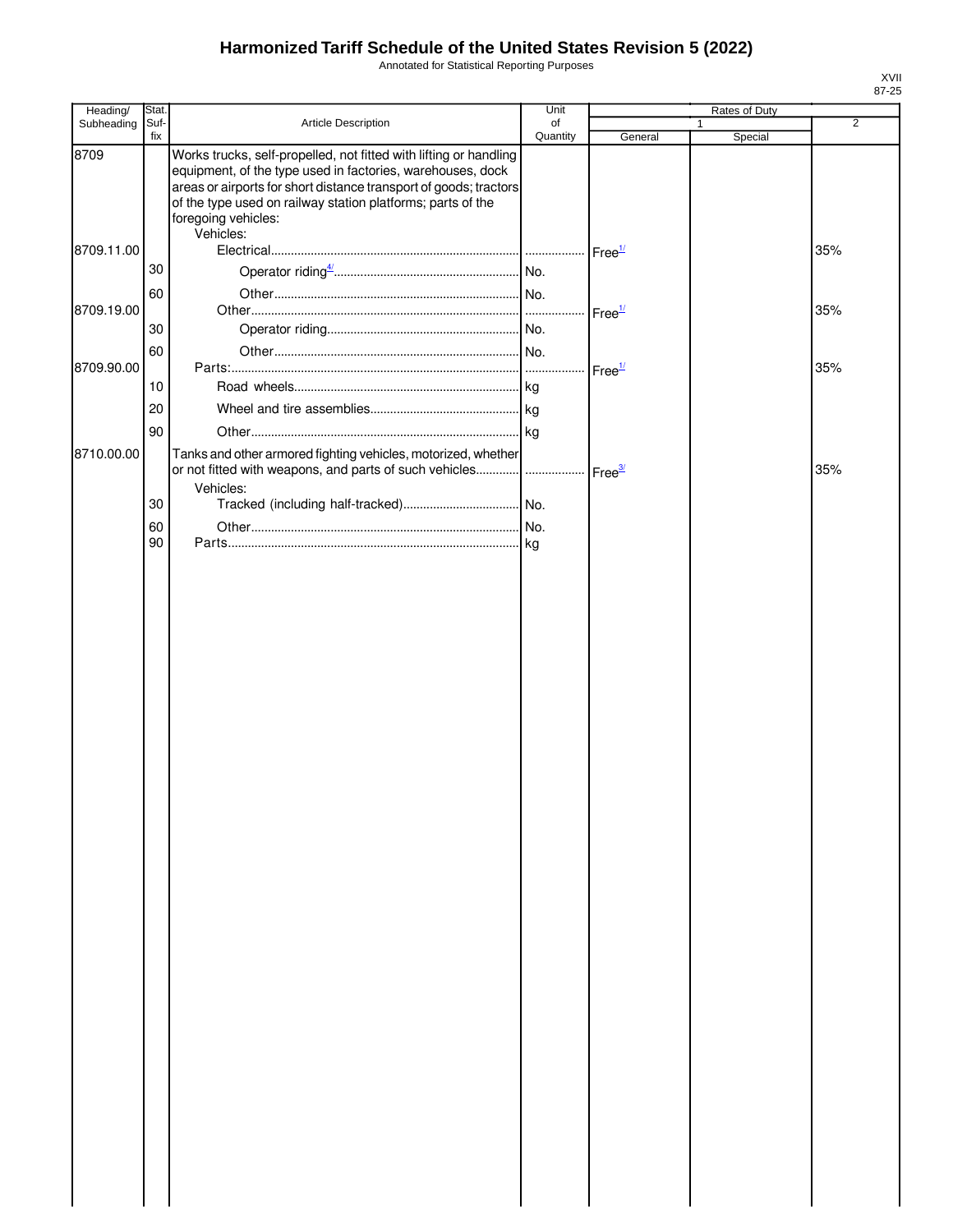# Harmonized Tariff Schedule of the United States Revision 5 (2022)

Annotated for Statistical Reporting Purposes

XVII
87-25

| Heading/ Subheading | Stat. Suf- fix | Article Description | Unit of Quantity | Rates of Duty 1 General | Rates of Duty 1 Special | Rates of Duty 2 |
|---|---|---|---|---|---|---|
| 8709 | | Works trucks, self-propelled, not fitted with lifting or handling equipment, of the type used in factories, warehouses, dock areas or airports for short distance transport of goods; tractors of the type used on railway station platforms; parts of the foregoing vehicles: | | | | |
| | | Vehicles: | | | | |
| 8709.11.00 | | Electrical | | Free[1/] | | 35% |
| | 30 | Operator riding[4/] | No. | | | |
| | 60 | Other | No. | | | |
| 8709.19.00 | | Other | | Free[1/] | | 35% |
| | 30 | Operator riding | No. | | | |
| | 60 | Other | No. | | | |
| 8709.90.00 | | Parts: | | Free[1/] | | 35% |
| | 10 | Road wheels | kg | | | |
| | 20 | Wheel and tire assemblies | kg | | | |
| | 90 | Other | kg | | | |
| 8710.00.00 | | Tanks and other armored fighting vehicles, motorized, whether or not fitted with weapons, and parts of such vehicles | | Free[3/] | | 35% |
| | | Vehicles: | | | | |
| | 30 | Tracked (including half-tracked) | No. | | | |
| | 60 | Other | No. | | | |
| | 90 | Parts | kg | | | |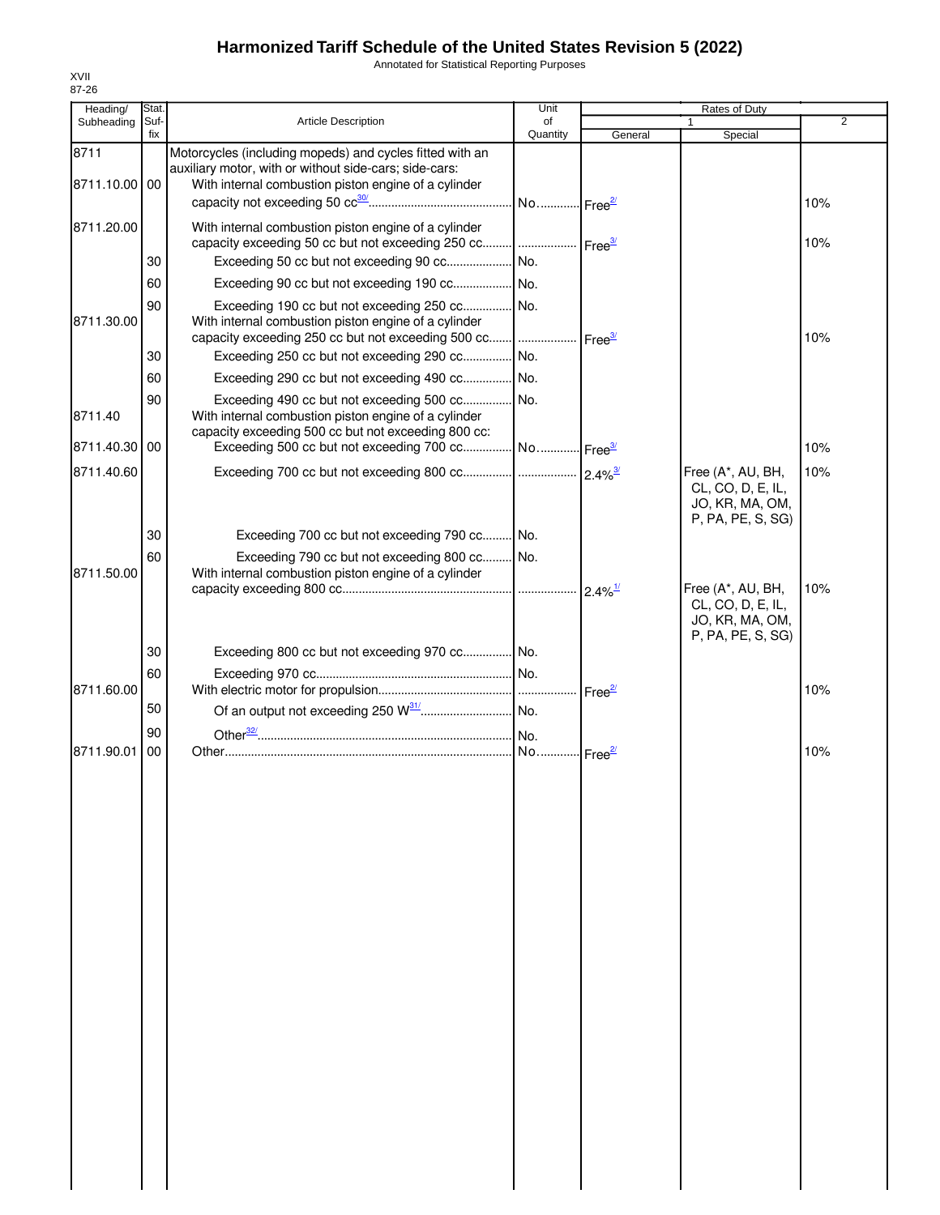# Harmonized Tariff Schedule of the United States Revision 5 (2022)

Annotated for Statistical Reporting Purposes

XVII
87-26

| Heading/ Subheading | Stat. Suf- fix | Article Description | Unit of Quantity | Rates of Duty 1 General | Special | 2 |
|---|---|---|---|---|---|---|
| 8711 | | Motorcycles (including mopeds) and cycles fitted with an auxiliary motor, with or without side-cars; side-cars: | | | | |
| 8711.10.00 | 00 | With internal combustion piston engine of a cylinder capacity not exceeding 50 cc[30/] | No. | Free[2/] | | 10% |
| 8711.20.00 | | With internal combustion piston engine of a cylinder capacity exceeding 50 cc but not exceeding 250 cc | | Free[3/] | | 10% |
| | 30 | Exceeding 50 cc but not exceeding 90 cc | No. | | | |
| | 60 | Exceeding 90 cc but not exceeding 190 cc | No. | | | |
| | 90 | Exceeding 190 cc but not exceeding 250 cc | No. | | | |
| 8711.30.00 | | With internal combustion piston engine of a cylinder capacity exceeding 250 cc but not exceeding 500 cc | | Free[3/] | | 10% |
| | 30 | Exceeding 250 cc but not exceeding 290 cc | No. | | | |
| | 60 | Exceeding 290 cc but not exceeding 490 cc | No. | | | |
| | 90 | Exceeding 490 cc but not exceeding 500 cc | No. | | | |
| 8711.40 | | With internal combustion piston engine of a cylinder capacity exceeding 500 cc but not exceeding 800 cc: | | | | |
| 8711.40.30 | 00 | Exceeding 500 cc but not exceeding 700 cc | No. | Free[3/] | | 10% |
| 8711.40.60 | | Exceeding 700 cc but not exceeding 800 cc | | 2.4%[3/] | Free (A*, AU, BH, CL, CO, D, E, IL, JO, KR, MA, OM, P, PA, PE, S, SG) | 10% |
| | 30 | Exceeding 700 cc but not exceeding 790 cc | No. | | | |
| | 60 | Exceeding 790 cc but not exceeding 800 cc | No. | | | |
| 8711.50.00 | | With internal combustion piston engine of a cylinder capacity exceeding 800 cc | | 2.4%[1/] | Free (A*, AU, BH, CL, CO, D, E, IL, JO, KR, MA, OM, P, PA, PE, S, SG) | 10% |
| | 30 | Exceeding 800 cc but not exceeding 970 cc | No. | | | |
| | 60 | Exceeding 970 cc | No. | | | |
| 8711.60.00 | | With electric motor for propulsion | | Free[2/] | | 10% |
| | 50 | Of an output not exceeding 250 W[31/] | No. | | | |
| | 90 | Other[32/] | No. | | | |
| 8711.90.01 | 00 | Other | No. | Free[2/] | | 10% |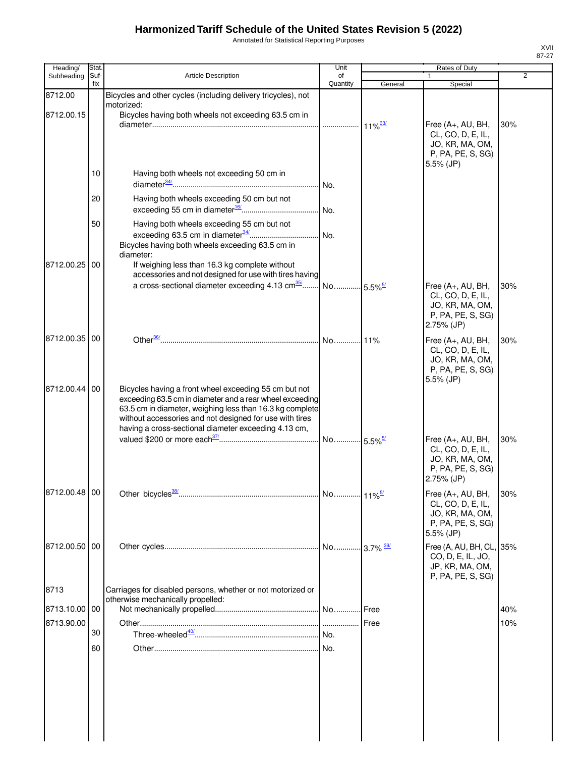# Harmonized Tariff Schedule of the United States Revision 5 (2022)

Annotated for Statistical Reporting Purposes

XVII
87-27

| Heading/ Subheading | Stat. Suf-fix | Article Description | Unit of Quantity | Rates of Duty 1 General | Special | 2 |
|---|---|---|---|---|---|---|
| 8712.00 | | Bicycles and other cycles (including delivery tricycles), not motorized: | | | | |
| 8712.00.15 | | Bicycles having both wheels not exceeding 63.5 cm in diameter | | 11%[33/] | Free (A+, AU, BH, CL, CO, D, E, IL, JO, KR, MA, OM, P, PA, PE, S, SG) 5.5% (JP) | 30% |
| | 10 | Having both wheels not exceeding 50 cm in diameter[34/] | No. | | | |
| | 20 | Having both wheels exceeding 50 cm but not exceeding 55 cm in diameter[16/] | No. | | | |
| | 50 | Having both wheels exceeding 55 cm but not exceeding 63.5 cm in diameter[34/] | No. | | | |
| | | Bicycles having both wheels exceeding 63.5 cm in diameter: | | | | |
| 8712.00.25 | 00 | If weighing less than 16.3 kg complete without accessories and not designed for use with tires having a cross-sectional diameter exceeding 4.13 cm[35/] | No. | 5.5%[5/] | Free (A+, AU, BH, CL, CO, D, E, IL, JO, KR, MA, OM, P, PA, PE, S, SG) 2.75% (JP) | 30% |
| 8712.00.35 | 00 | Other[36/] | No. | 11% | Free (A+, AU, BH, CL, CO, D, E, IL, JO, KR, MA, OM, P, PA, PE, S, SG) 5.5% (JP) | 30% |
| 8712.00.44 | 00 | Bicycles having a front wheel exceeding 55 cm but not exceeding 63.5 cm in diameter and a rear wheel exceeding 63.5 cm in diameter, weighing less than 16.3 kg complete without accessories and not designed for use with tires having a cross-sectional diameter exceeding 4.13 cm, valued $200 or more each[37/] | No. | 5.5%[5/] | Free (A+, AU, BH, CL, CO, D, E, IL, JO, KR, MA, OM, P, PA, PE, S, SG) 2.75% (JP) | 30% |
| 8712.00.48 | 00 | Other bicycles[38/] | No. | 11%[5/] | Free (A+, AU, BH, CL, CO, D, E, IL, JO, KR, MA, OM, P, PA, PE, S, SG) 5.5% (JP) | 30% |
| 8712.00.50 | 00 | Other cycles | No. | 3.7% [39/] | Free (A, AU, BH, CL, CO, D, E, IL, JO, JP, KR, MA, OM, P, PA, PE, S, SG) | 35% |
| 8713 | | Carriages for disabled persons, whether or not motorized or otherwise mechanically propelled: | | | | |
| 8713.10.00 | 00 | Not mechanically propelled | No. | Free | | 40% |
| 8713.90.00 | | Other | | Free | | 10% |
| | 30 | Three-wheeled[40/] | No. | | | |
| | 60 | Other | No. | | | |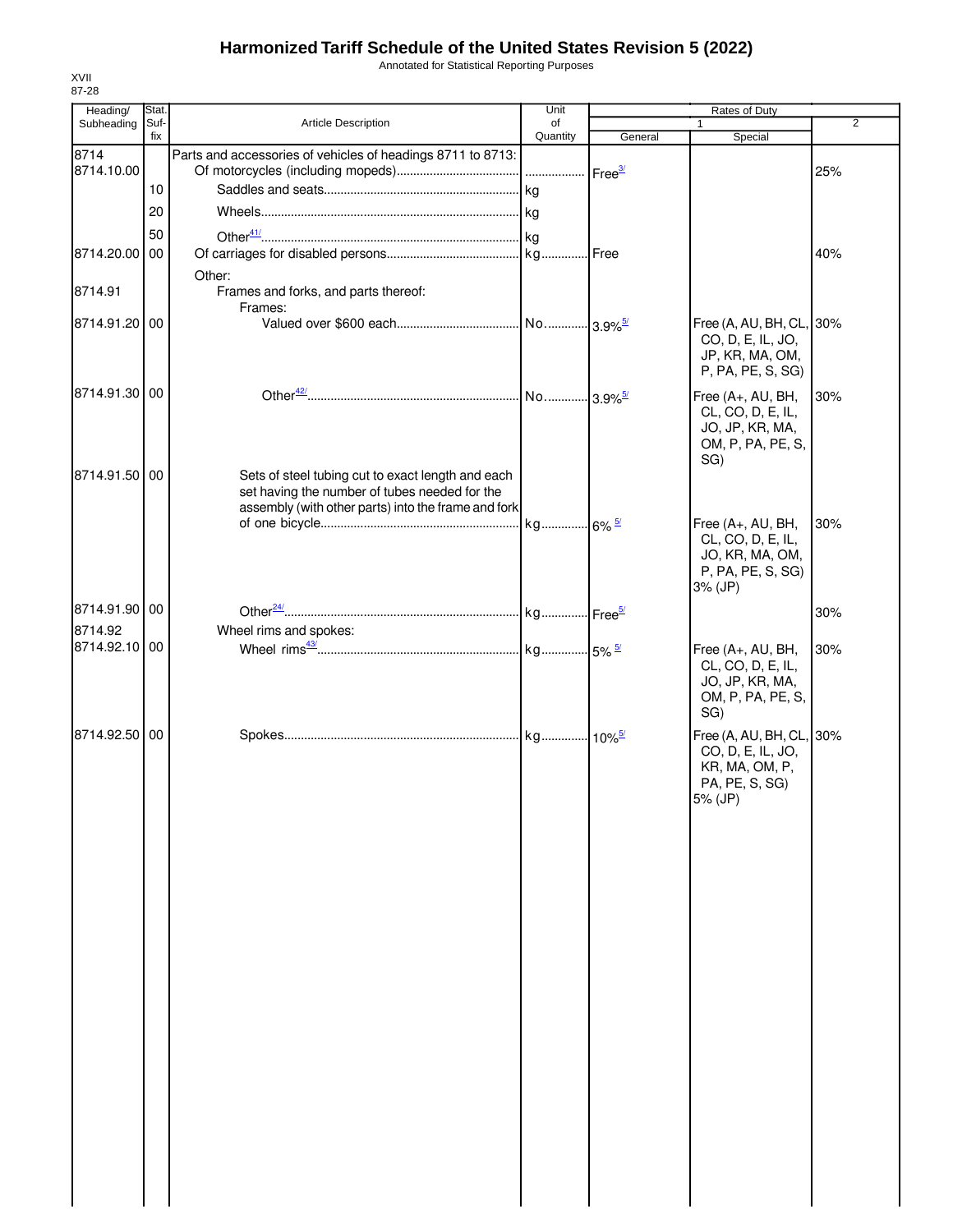# Harmonized Tariff Schedule of the United States Revision 5 (2022)

Annotated for Statistical Reporting Purposes

XVII
87-28

| Heading/ Subheading | Stat. Suf- fix | Article Description | Unit of Quantity | Rates of Duty 1 General | Special | 2 |
|---|---|---|---|---|---|---|
| 8714 | | Parts and accessories of vehicles of headings 8711 to 8713: | | | | |
| 8714.10.00 | | Of motorcycles (including mopeds) | | Free[3/] | | 25% |
| | 10 | Saddles and seats | kg | | | |
| | 20 | Wheels | kg | | | |
| | 50 | Other[41/] | kg | | | |
| 8714.20.00 | 00 | Of carriages for disabled persons | kg | Free | | 40% |
| | | Other: | | | | |
| 8714.91 | | Frames and forks, and parts thereof: | | | | |
| | | Frames: | | | | |
| 8714.91.20 | 00 | Valued over $600 each | No. | 3.9%[5/] | Free (A, AU, BH, CL, CO, D, E, IL, JO, JP, KR, MA, OM, P, PA, PE, S, SG) | 30% |
| 8714.91.30 | 00 | Other[42/] | No. | 3.9%[5/] | Free (A+, AU, BH, CL, CO, D, E, IL, JO, JP, KR, MA, OM, P, PA, PE, S, SG) | 30% |
| 8714.91.50 | 00 | Sets of steel tubing cut to exact length and each set having the number of tubes needed for the assembly (with other parts) into the frame and fork of one bicycle | kg | 6%[5/] | Free (A+, AU, BH, CL, CO, D, E, IL, JO, KR, MA, OM, P, PA, PE, S, SG) 3% (JP) | 30% |
| 8714.91.90 | 00 | Other[24/] | kg | Free[5/] | | 30% |
| 8714.92 | | Wheel rims and spokes: | | | | |
| 8714.92.10 | 00 | Wheel rims[43/] | kg | 5%[5/] | Free (A+, AU, BH, CL, CO, D, E, IL, JO, JP, KR, MA, OM, P, PA, PE, S, SG) | 30% |
| 8714.92.50 | 00 | Spokes | kg | 10%[5/] | Free (A, AU, BH, CL, CO, D, E, IL, JO, KR, MA, OM, P, PA, PE, S, SG) 5% (JP) | 30% |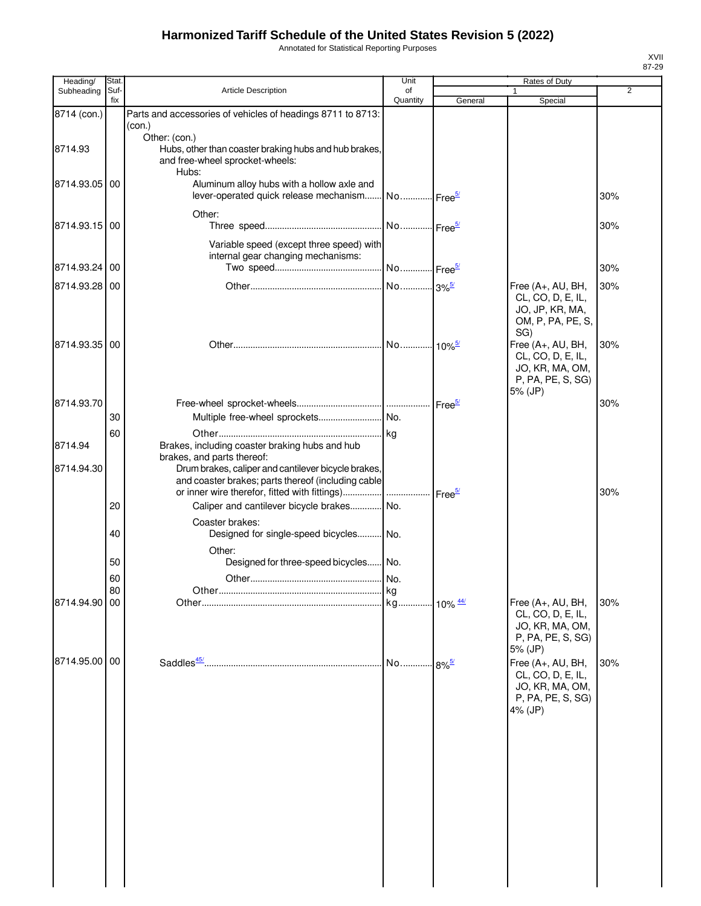# Harmonized Tariff Schedule of the United States Revision 5 (2022)

Annotated for Statistical Reporting Purposes

XVII
87-29

| Heading/ Subheading | Stat. Suf-fix | Article Description | Unit of Quantity | Rates of Duty 1 General | Special | 2 |
|---|---|---|---|---|---|---|
| 8714 (con.) | | Parts and accessories of vehicles of headings 8711 to 8713: (con.) | | | | |
| | | Other: (con.) | | | | |
| 8714.93 | | Hubs, other than coaster braking hubs and hub brakes, and free-wheel sprocket-wheels: | | | | |
| | | Hubs: | | | | |
| 8714.93.05 | 00 | Aluminum alloy hubs with a hollow axle and lever-operated quick release mechanism | No. | Free[5/] | | 30% |
| | | Other: | | | | |
| 8714.93.15 | 00 | Three speed | No. | Free[5/] | | 30% |
| | | Variable speed (except three speed) with internal gear changing mechanisms: | | | | |
| 8714.93.24 | 00 | Two speed | No. | Free[5/] | | 30% |
| 8714.93.28 | 00 | Other | No. | 3%[5/] | Free (A+, AU, BH, CL, CO, D, E, IL, JO, JP, KR, MA, OM, P, PA, PE, S, SG) | 30% |
| 8714.93.35 | 00 | Other | No. | 10%[5/] | Free (A+, AU, BH, CL, CO, D, E, IL, JO, KR, MA, OM, P, PA, PE, S, SG) 5% (JP) | 30% |
| 8714.93.70 | | Free-wheel sprocket-wheels | | Free[5/] | | 30% |
| | 30 | Multiple free-wheel sprockets | No. | | | |
| | 60 | Other | kg | | | |
| 8714.94 | | Brakes, including coaster braking hubs and hub brakes, and parts thereof: | | | | |
| 8714.94.30 | | Drum brakes, caliper and cantilever bicycle brakes, and coaster brakes; parts thereof (including cable or inner wire therefor, fitted with fittings) | | Free[5/] | | 30% |
| | 20 | Caliper and cantilever bicycle brakes | No. | | | |
| | | Coaster brakes: | | | | |
| | 40 | Designed for single-speed bicycles | No. | | | |
| | | Other: | | | | |
| | 50 | Designed for three-speed bicycles | No. | | | |
| | 60 | Other | No. | | | |
| | 80 | Other | kg | | | |
| 8714.94.90 | 00 | Other | kg | 10%[44/] | Free (A+, AU, BH, CL, CO, D, E, IL, JO, KR, MA, OM, P, PA, PE, S, SG) 5% (JP) | 30% |
| 8714.95.00 | 00 | Saddles[45/] | No. | 8%[5/] | Free (A+, AU, BH, CL, CO, D, E, IL, JO, KR, MA, OM, P, PA, PE, S, SG) 4% (JP) | 30% |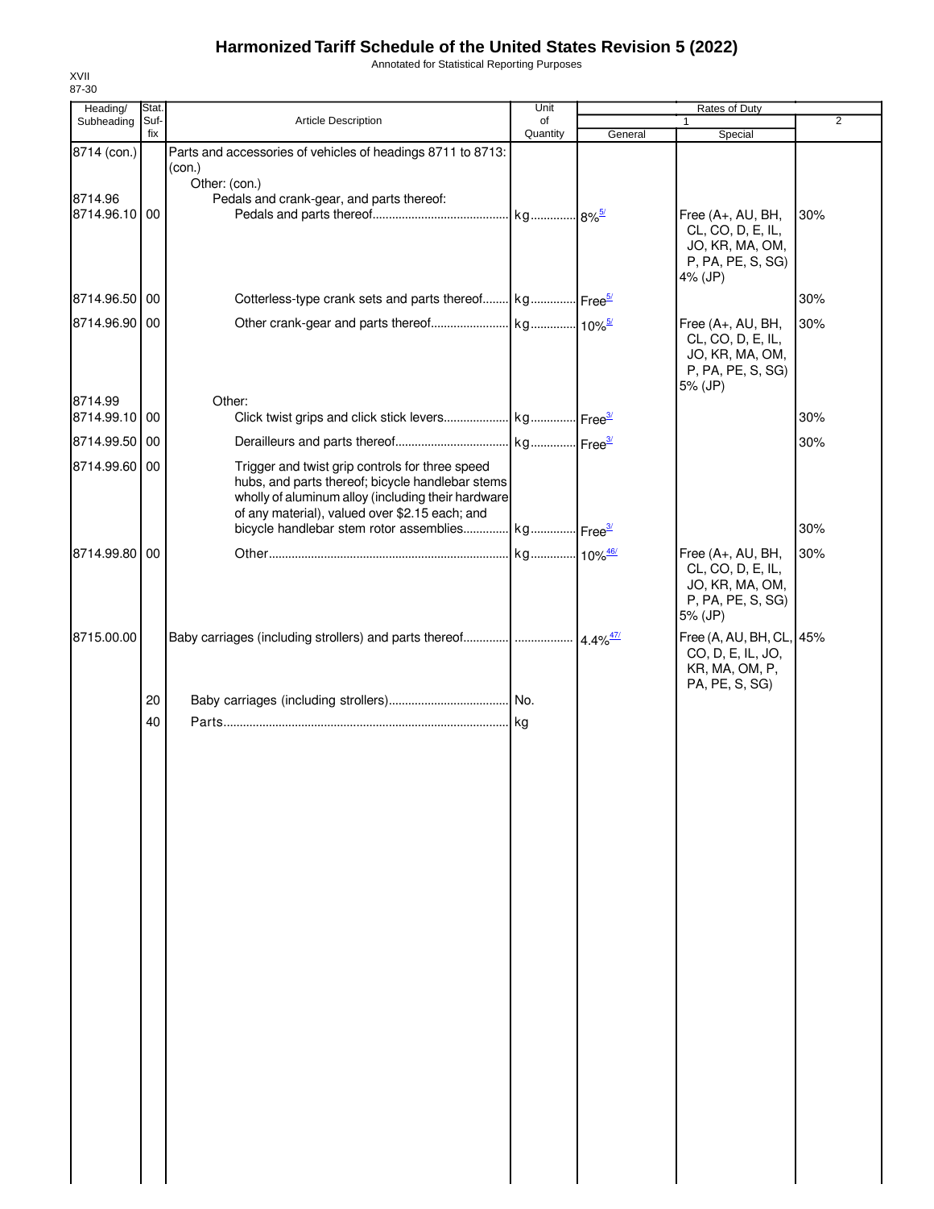# Harmonized Tariff Schedule of the United States Revision 5 (2022)

Annotated for Statistical Reporting Purposes

XVII
87-30

| Heading/ Subheading | Stat. Suf- fix | Article Description | Unit of Quantity | Rates of Duty 1 General | Special | 2 |
|---|---|---|---|---|---|---|
| 8714 (con.) | | Parts and accessories of vehicles of headings 8711 to 8713: (con.) | | | | |
| | | Other: (con.) | | | | |
| 8714.96 | | Pedals and crank-gear, and parts thereof: | | | | |
| 8714.96.10 | 00 | Pedals and parts thereof | kg | 8%[5/] | Free (A+, AU, BH, CL, CO, D, E, IL, JO, KR, MA, OM, P, PA, PE, S, SG) 4% (JP) | 30% |
| 8714.96.50 | 00 | Cotterless-type crank sets and parts thereof | kg | Free[5/] | | 30% |
| 8714.96.90 | 00 | Other crank-gear and parts thereof | kg | 10%[5/] | Free (A+, AU, BH, CL, CO, D, E, IL, JO, KR, MA, OM, P, PA, PE, S, SG) 5% (JP) | 30% |
| 8714.99 | | Other: | | | | |
| 8714.99.10 | 00 | Click twist grips and click stick levers | kg | Free[3/] | | 30% |
| 8714.99.50 | 00 | Derailleurs and parts thereof | kg | Free[3/] | | 30% |
| 8714.99.60 | 00 | Trigger and twist grip controls for three speed hubs, and parts thereof; bicycle handlebar stems wholly of aluminum alloy (including their hardware of any material), valued over $2.15 each; and bicycle handlebar stem rotor assemblies | kg | Free[3/] | | 30% |
| 8714.99.80 | 00 | Other | kg | 10%[46/] | Free (A+, AU, BH, CL, CO, D, E, IL, JO, KR, MA, OM, P, PA, PE, S, SG) 5% (JP) | 30% |
| 8715.00.00 | | Baby carriages (including strollers) and parts thereof | | 4.4%[47/] | Free (A, AU, BH, CL, CO, D, E, IL, JO, KR, MA, OM, P, PA, PE, S, SG) | 45% |
| | 20 | Baby carriages (including strollers) | No. | | | |
| | 40 | Parts | kg | | | |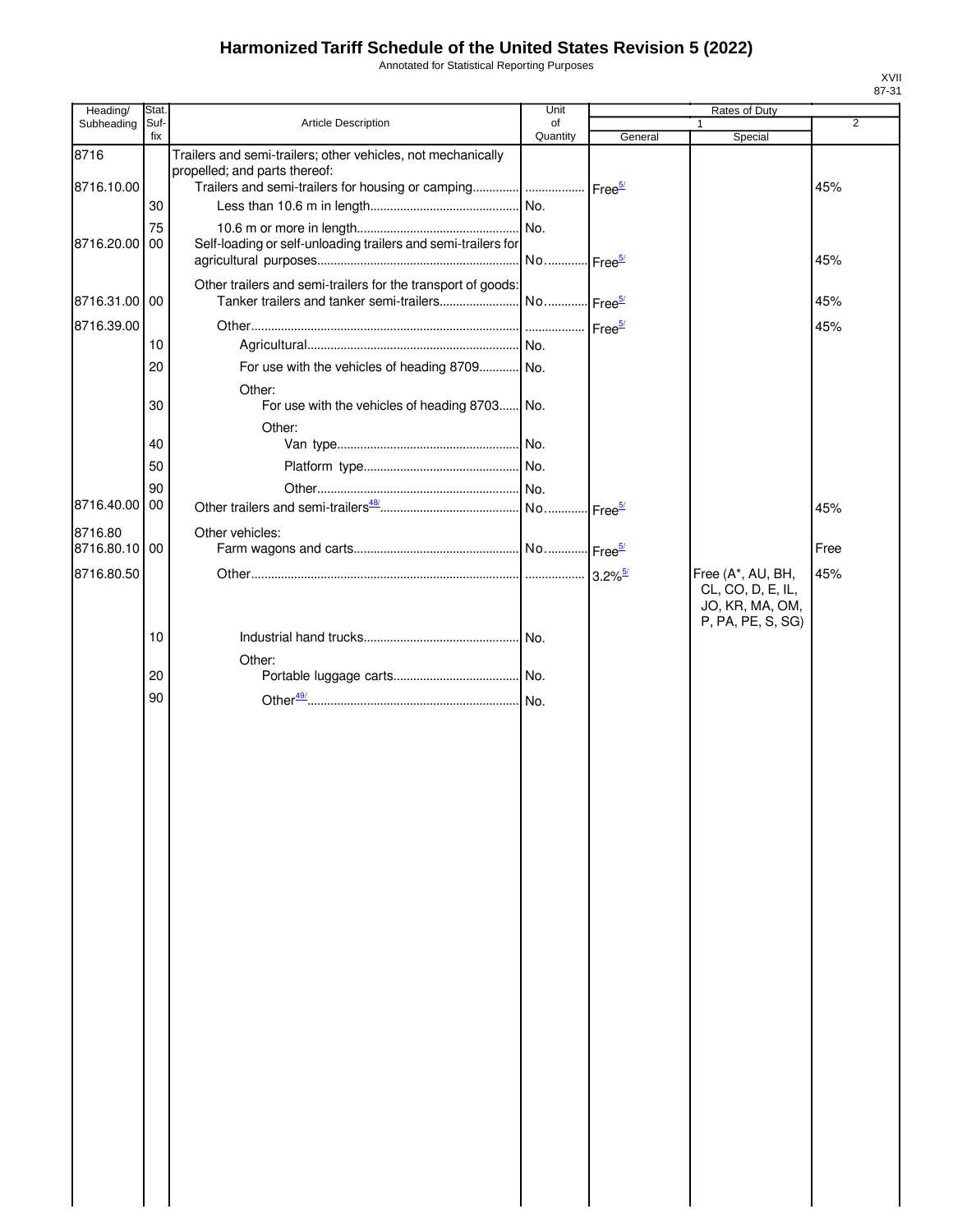# Harmonized Tariff Schedule of the United States Revision 5 (2022)

Annotated for Statistical Reporting Purposes

XVII
87-31

| Heading/ Subheading | Stat. Suf- fix | Article Description | Unit of Quantity | Rates of Duty 1 General | Rates of Duty 1 Special | Rates of Duty 2 |
|---|---|---|---|---|---|---|
| 8716 | | Trailers and semi-trailers; other vehicles, not mechanically propelled; and parts thereof: | | | | |
| 8716.10.00 | | Trailers and semi-trailers for housing or camping | | Free[5/] | | 45% |
| | 30 | Less than 10.6 m in length | No. | | | |
| | 75 | 10.6 m or more in length | No. | | | |
| 8716.20.00 | 00 | Self-loading or self-unloading trailers and semi-trailers for agricultural purposes | No. | Free[5/] | | 45% |
| | | Other trailers and semi-trailers for the transport of goods: | | | | |
| 8716.31.00 | 00 | Tanker trailers and tanker semi-trailers | No. | Free[5/] | | 45% |
| 8716.39.00 | | Other | | Free[5/] | | 45% |
| | 10 | Agricultural | No. | | | |
| | 20 | For use with the vehicles of heading 8709 | No. | | | |
| | | Other: | | | | |
| | 30 | For use with the vehicles of heading 8703 | No. | | | |
| | | Other: | | | | |
| | 40 | Van type | No. | | | |
| | 50 | Platform type | No. | | | |
| | 90 | Other | No. | | | |
| 8716.40.00 | 00 | Other trailers and semi-trailers[48/] | No. | Free[5/] | | 45% |
| 8716.80 | | Other vehicles: | | | | |
| 8716.80.10 | 00 | Farm wagons and carts | No. | Free[5/] | | Free |
| 8716.80.50 | | Other | | 3.2%[5/] | Free (A*, AU, BH, CL, CO, D, E, IL, JO, KR, MA, OM, P, PA, PE, S, SG) | 45% |
| | 10 | Industrial hand trucks | No. | | | |
| | | Other: | | | | |
| | 20 | Portable luggage carts | No. | | | |
| | 90 | Other[49/] | No. | | | |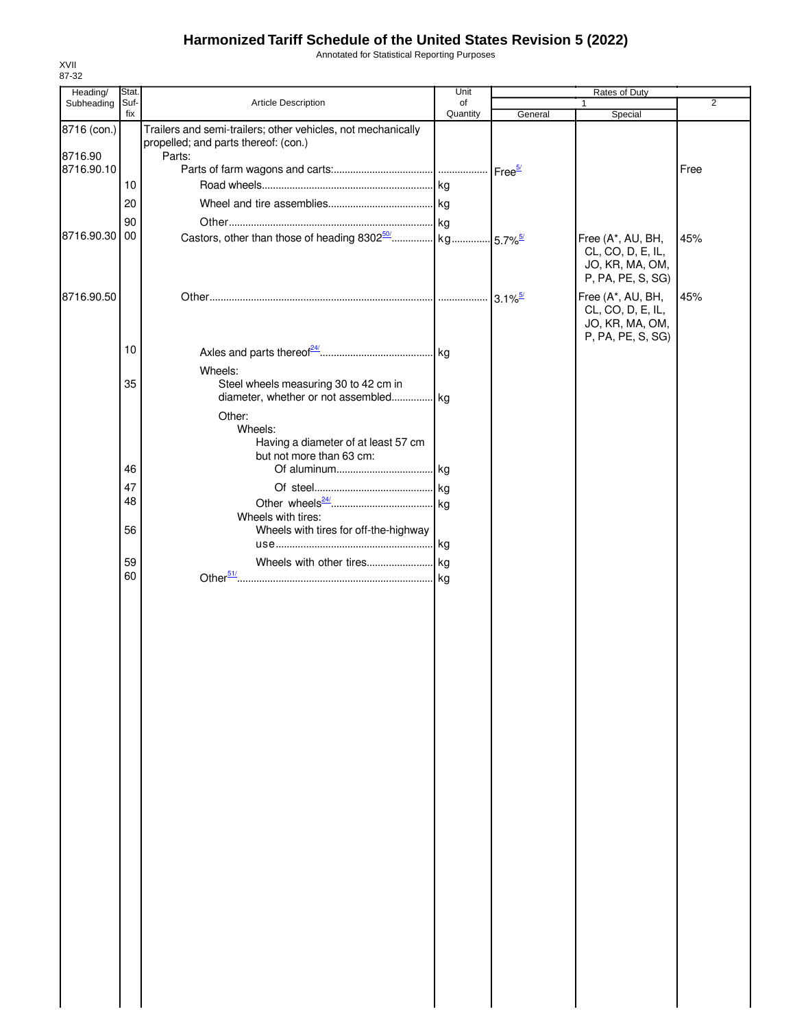# Harmonized Tariff Schedule of the United States Revision 5 (2022)

Annotated for Statistical Reporting Purposes

XVII
87-32

| Heading/ Subheading | Stat. Suf- fix | Article Description | Unit of Quantity | Rates of Duty 1 General | Special | 2 |
|---|---|---|---|---|---|---|
| 8716 (con.) | | Trailers and semi-trailers; other vehicles, not mechanically propelled; and parts thereof: (con.) | | | | |
| 8716.90 | | Parts: | | | | |
| 8716.90.10 | | Parts of farm wagons and carts: | | Free[5/] | | Free |
| | 10 | Road wheels | kg | | | |
| | 20 | Wheel and tire assemblies | kg | | | |
| | 90 | Other | kg | | | |
| 8716.90.30 | 00 | Castors, other than those of heading 8302[50/] | kg | 5.7%[5/] | Free (A*, AU, BH, CL, CO, D, E, IL, JO, KR, MA, OM, P, PA, PE, S, SG) | 45% |
| 8716.90.50 | | Other | | 3.1%[5/] | Free (A*, AU, BH, CL, CO, D, E, IL, JO, KR, MA, OM, P, PA, PE, S, SG) | 45% |
| | 10 | Axles and parts thereof[24/] | kg | | | |
| | | Wheels: | | | | |
| | 35 | Steel wheels measuring 30 to 42 cm in diameter, whether or not assembled | kg | | | |
| | | Other: | | | | |
| | | Wheels: | | | | |
| | | Having a diameter of at least 57 cm but not more than 63 cm: | | | | |
| | 46 | Of aluminum | kg | | | |
| | 47 | Of steel | kg | | | |
| | 48 | Other wheels[24/] | kg | | | |
| | | Wheels with tires: | | | | |
| | 56 | Wheels with tires for off-the-highway use | kg | | | |
| | 59 | Wheels with other tires | kg | | | |
| | 60 | Other[51/] | kg | | | |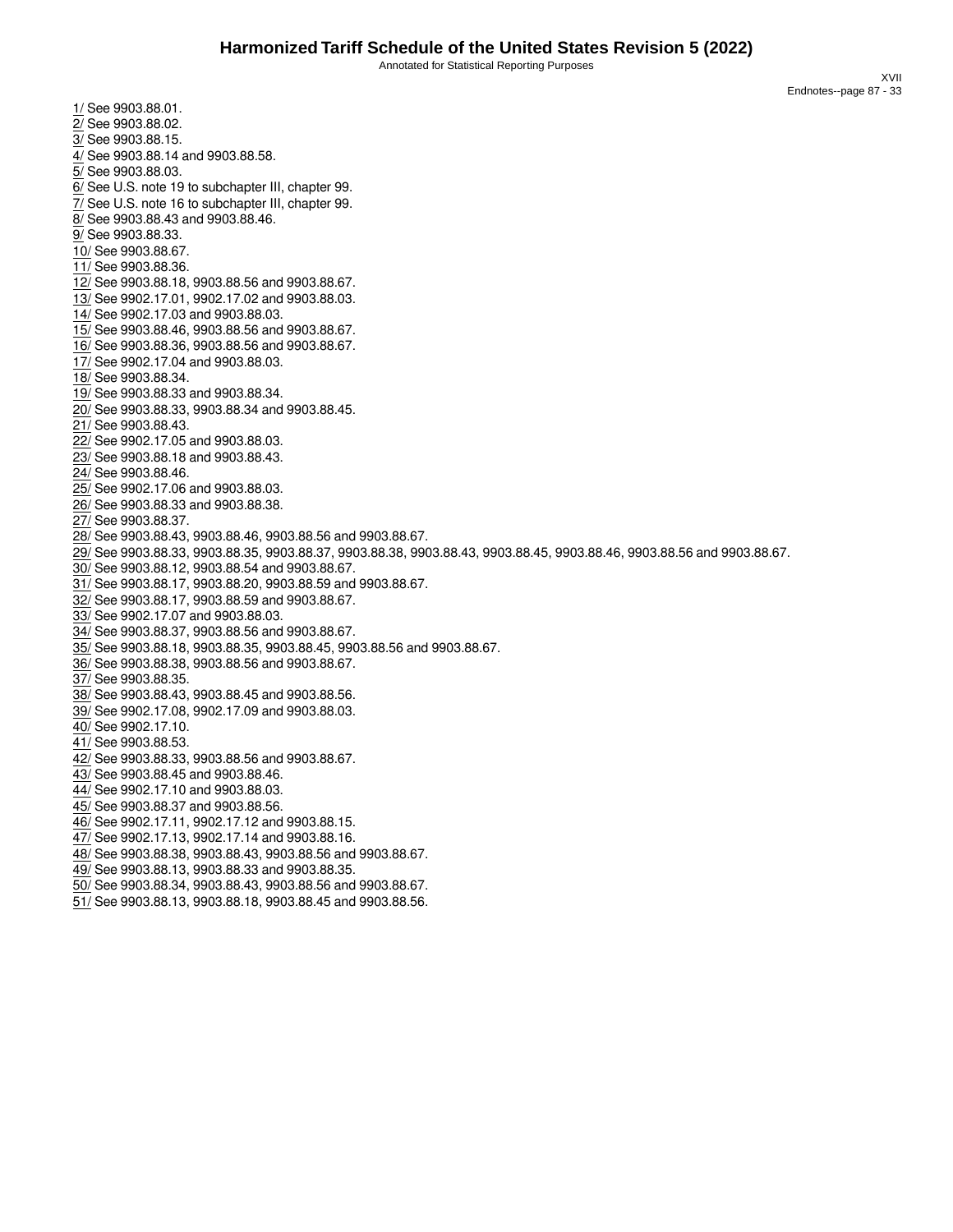1/ See 9903.88.01.
2/ See 9903.88.02.
3/ See 9903.88.15.
4/ See 9903.88.14 and 9903.88.58.
5/ See 9903.88.03.
6/ See U.S. note 19 to subchapter III, chapter 99.
7/ See U.S. note 16 to subchapter III, chapter 99.
8/ See 9903.88.43 and 9903.88.46.
9/ See 9903.88.33.
10/ See 9903.88.67.
11/ See 9903.88.36.
12/ See 9903.88.18, 9903.88.56 and 9903.88.67.
13/ See 9902.17.01, 9902.17.02 and 9903.88.03.
14/ See 9902.17.03 and 9903.88.03.
15/ See 9903.88.46, 9903.88.56 and 9903.88.67.
16/ See 9903.88.36, 9903.88.56 and 9903.88.67.
17/ See 9902.17.04 and 9903.88.03.
18/ See 9903.88.34.
19/ See 9903.88.33 and 9903.88.34.
20/ See 9903.88.33, 9903.88.34 and 9903.88.45.
21/ See 9903.88.43.
22/ See 9902.17.05 and 9903.88.03.
23/ See 9903.88.18 and 9903.88.43.
24/ See 9903.88.46.
25/ See 9902.17.06 and 9903.88.03.
26/ See 9903.88.33 and 9903.88.38.
27/ See 9903.88.37.
28/ See 9903.88.43, 9903.88.46, 9903.88.56 and 9903.88.67.
29/ See 9903.88.33, 9903.88.35, 9903.88.37, 9903.88.38, 9903.88.43, 9903.88.45, 9903.88.46, 9903.88.56 and 9903.88.67.
30/ See 9903.88.12, 9903.88.54 and 9903.88.67.
31/ See 9903.88.17, 9903.88.20, 9903.88.59 and 9903.88.67.
32/ See 9903.88.17, 9903.88.59 and 9903.88.67.
33/ See 9902.17.07 and 9903.88.03.
34/ See 9903.88.37, 9903.88.56 and 9903.88.67.
35/ See 9903.88.18, 9903.88.35, 9903.88.45, 9903.88.56 and 9903.88.67.
36/ See 9903.88.38, 9903.88.56 and 9903.88.67.
37/ See 9903.88.35.
38/ See 9903.88.43, 9903.88.45 and 9903.88.56.
39/ See 9902.17.08, 9902.17.09 and 9903.88.03.
40/ See 9902.17.10.
41/ See 9903.88.53.
42/ See 9903.88.33, 9903.88.56 and 9903.88.67.
43/ See 9903.88.45 and 9903.88.46.
44/ See 9902.17.10 and 9903.88.03.
45/ See 9903.88.37 and 9903.88.56.
46/ See 9902.17.11, 9902.17.12 and 9903.88.15.
47/ See 9902.17.13, 9902.17.14 and 9903.88.16.
48/ See 9903.88.38, 9903.88.43, 9903.88.56 and 9903.88.67.
49/ See 9903.88.13, 9903.88.33 and 9903.88.35.
50/ See 9903.88.34, 9903.88.43, 9903.88.56 and 9903.88.67.
51/ See 9903.88.13, 9903.88.18, 9903.88.45 and 9903.88.56.